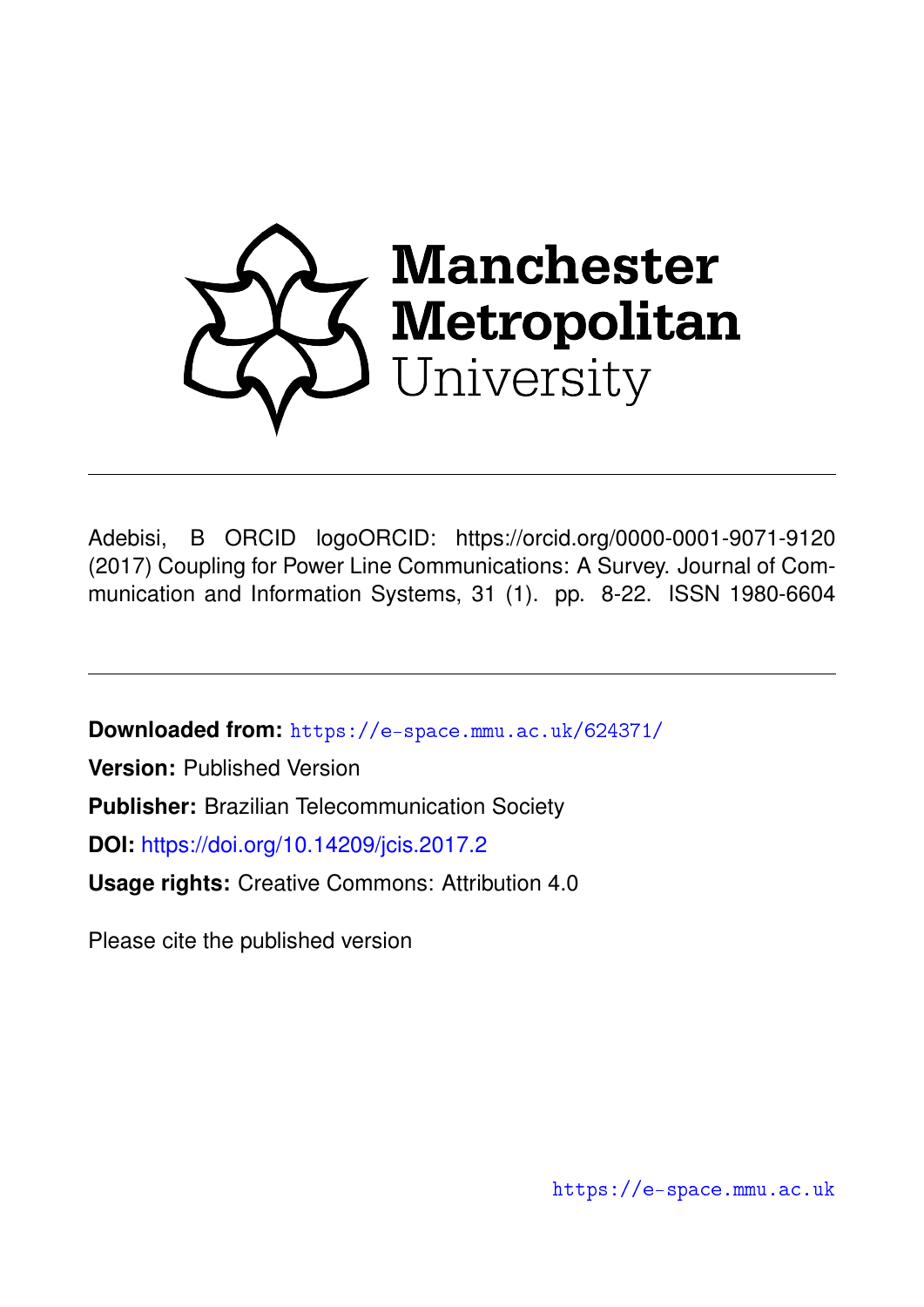Manchester Metropolitan University

Adebisi, B ORCID logoORCID: https://orcid.org/0000-0001-9071-9120 (2017) Coupling for Power Line Communications: A Survey. Journal of Communication and Information Systems, 31 (1). pp. 8-22. ISSN 1980-6604

**Downloaded from:** https://e-space.mmu.ac.uk/624371/

**Version:** Published Version

**Publisher:** Brazilian Telecommunication Society

**DOI:** https://doi.org/10.14209/jcis.2017.2

**Usage rights:** Creative Commons: Attribution 4.0

Please cite the published version

https://e-space.mmu.ac.uk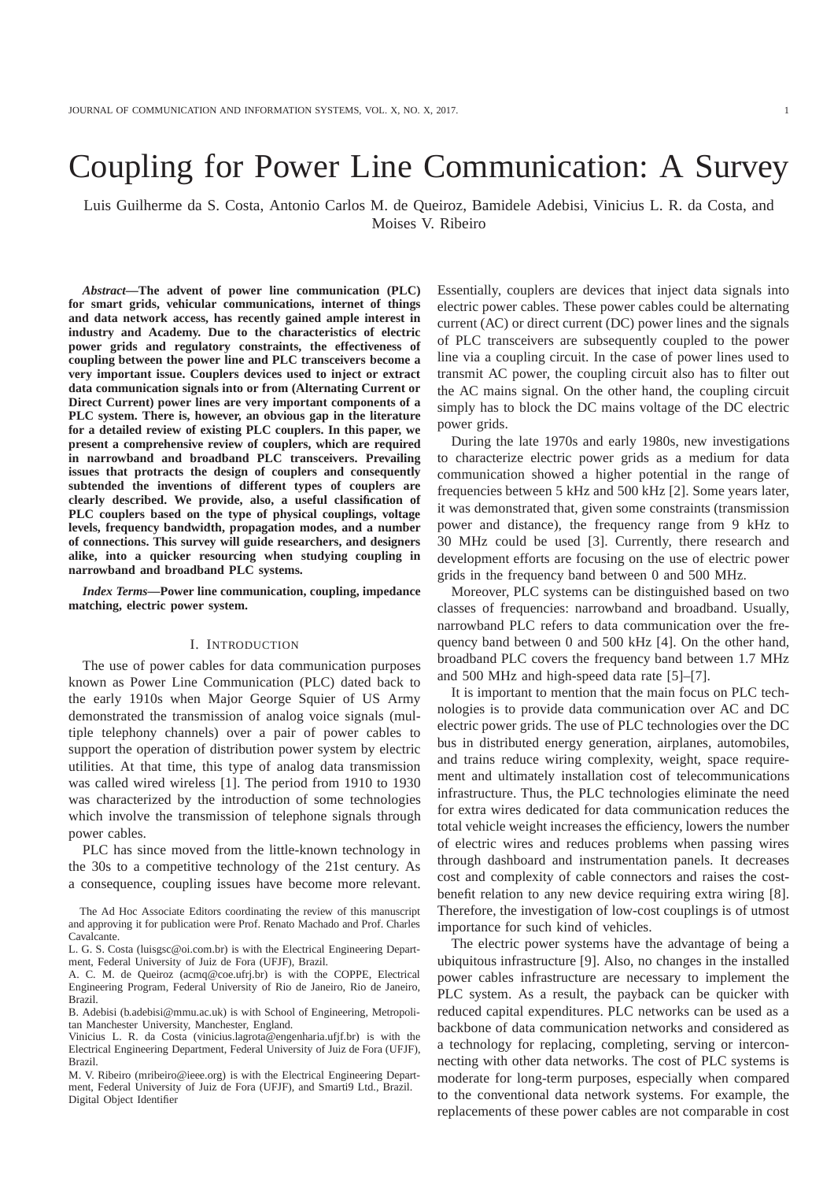# Coupling for Power Line Communication: A Survey

Luis Guilherme da S. Costa, Antonio Carlos M. de Queiroz, Bamidele Adebisi, Vinicius L. R. da Costa, and Moises V. Ribeiro

***Abstract*—The advent of power line communication (PLC) for smart grids, vehicular communications, internet of things and data network access, has recently gained ample interest in industry and Academy. Due to the characteristics of electric power grids and regulatory constraints, the effectiveness of coupling between the power line and PLC transceivers become a very important issue. Couplers devices used to inject or extract data communication signals into or from (Alternating Current or Direct Current) power lines are very important components of a PLC system. There is, however, an obvious gap in the literature for a detailed review of existing PLC couplers. In this paper, we present a comprehensive review of couplers, which are required in narrowband and broadband PLC transceivers. Prevailing issues that protracts the design of couplers and consequently subtended the inventions of different types of couplers are clearly described. We provide, also, a useful classification of PLC couplers based on the type of physical couplings, voltage levels, frequency bandwidth, propagation modes, and a number of connections. This survey will guide researchers, and designers alike, into a quicker resourcing when studying coupling in narrowband and broadband PLC systems.**

***Index Terms*—Power line communication, coupling, impedance matching, electric power system.**

## I. Introduction

The use of power cables for data communication purposes known as Power Line Communication (PLC) dated back to the early 1910s when Major George Squier of US Army demonstrated the transmission of analog voice signals (multiple telephony channels) over a pair of power cables to support the operation of distribution power system by electric utilities. At that time, this type of analog data transmission was called wired wireless [1]. The period from 1910 to 1930 was characterized by the introduction of some technologies which involve the transmission of telephone signals through power cables.

PLC has since moved from the little-known technology in the 30s to a competitive technology of the 21st century. As a consequence, coupling issues have become more relevant. Essentially, couplers are devices that inject data signals into electric power cables. These power cables could be alternating current (AC) or direct current (DC) power lines and the signals of PLC transceivers are subsequently coupled to the power line via a coupling circuit. In the case of power lines used to transmit AC power, the coupling circuit also has to filter out the AC mains signal. On the other hand, the coupling circuit simply has to block the DC mains voltage of the DC electric power grids.

During the late 1970s and early 1980s, new investigations to characterize electric power grids as a medium for data communication showed a higher potential in the range of frequencies between 5 kHz and 500 kHz [2]. Some years later, it was demonstrated that, given some constraints (transmission power and distance), the frequency range from 9 kHz to 30 MHz could be used [3]. Currently, there research and development efforts are focusing on the use of electric power grids in the frequency band between 0 and 500 MHz.

Moreover, PLC systems can be distinguished based on two classes of frequencies: narrowband and broadband. Usually, narrowband PLC refers to data communication over the frequency band between 0 and 500 kHz [4]. On the other hand, broadband PLC covers the frequency band between 1.7 MHz and 500 MHz and high-speed data rate [5]–[7].

It is important to mention that the main focus on PLC technologies is to provide data communication over AC and DC electric power grids. The use of PLC technologies over the DC bus in distributed energy generation, airplanes, automobiles, and trains reduce wiring complexity, weight, space requirement and ultimately installation cost of telecommunications infrastructure. Thus, the PLC technologies eliminate the need for extra wires dedicated for data communication reduces the total vehicle weight increases the efficiency, lowers the number of electric wires and reduces problems when passing wires through dashboard and instrumentation panels. It decreases cost and complexity of cable connectors and raises the cost-benefit relation to any new device requiring extra wiring [8]. Therefore, the investigation of low-cost couplings is of utmost importance for such kind of vehicles.

The electric power systems have the advantage of being a ubiquitous infrastructure [9]. Also, no changes in the installed power cables infrastructure are necessary to implement the PLC system. As a result, the payback can be quicker with reduced capital expenditures. PLC networks can be used as a backbone of data communication networks and considered as a technology for replacing, completing, serving or interconnecting with other data networks. The cost of PLC systems is moderate for long-term purposes, especially when compared to the conventional data network systems. For example, the replacements of these power cables are not comparable in cost

The Ad Hoc Associate Editors coordinating the review of this manuscript and approving it for publication were Prof. Renato Machado and Prof. Charles Cavalcante.

L. G. S. Costa (luisgsc@oi.com.br) is with the Electrical Engineering Department, Federal University of Juiz de Fora (UFJF), Brazil.

A. C. M. de Queiroz (acmq@coe.ufrj.br) is with the COPPE, Electrical Engineering Program, Federal University of Rio de Janeiro, Rio de Janeiro, Brazil.

B. Adebisi (b.adebisi@mmu.ac.uk) is with School of Engineering, Metropolitan Manchester University, Manchester, England.

Vinicius L. R. da Costa (vinicius.lagrota@engenharia.ufjf.br) is with the Electrical Engineering Department, Federal University of Juiz de Fora (UFJF), Brazil.

M. V. Ribeiro (mribeiro@ieee.org) is with the Electrical Engineering Department, Federal University of Juiz de Fora (UFJF), and Smarti9 Ltd., Brazil.

Digital Object Identifier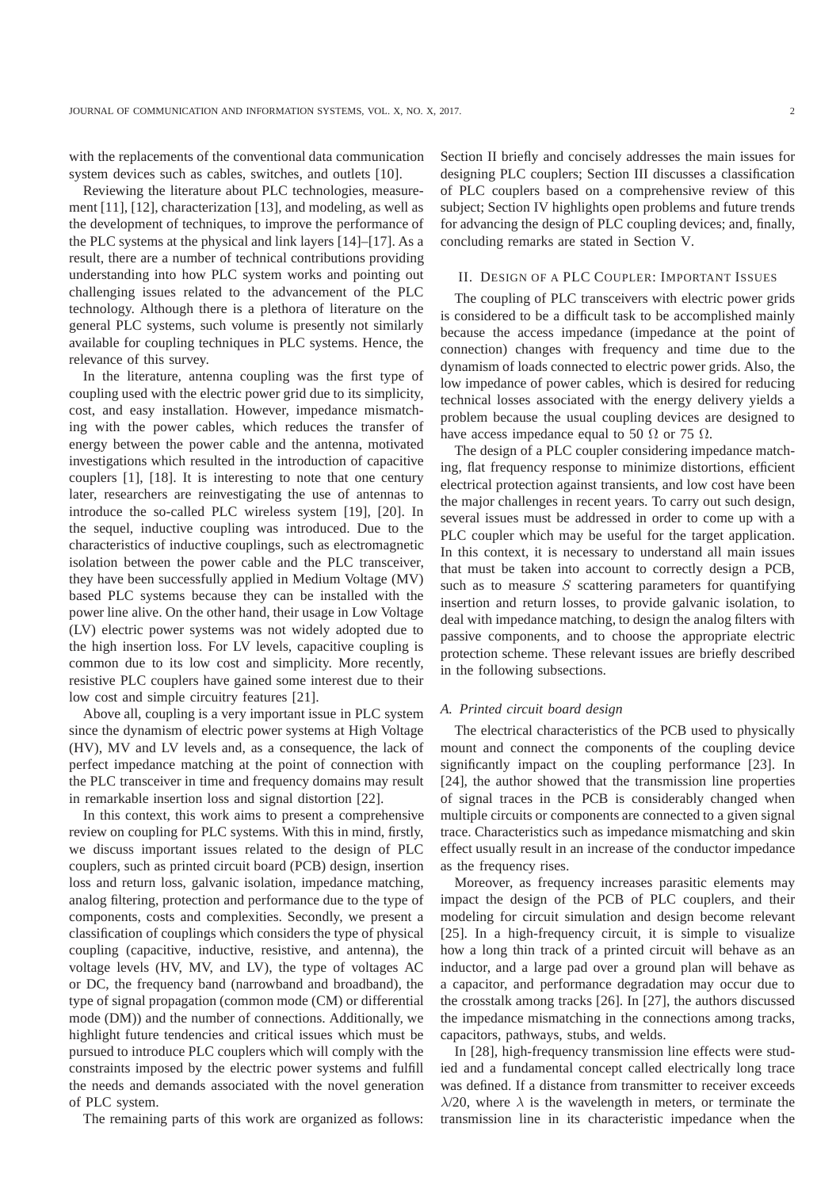with the replacements of the conventional data communication system devices such as cables, switches, and outlets [10].

Reviewing the literature about PLC technologies, measurement [11], [12], characterization [13], and modeling, as well as the development of techniques, to improve the performance of the PLC systems at the physical and link layers [14]–[17]. As a result, there are a number of technical contributions providing understanding into how PLC system works and pointing out challenging issues related to the advancement of the PLC technology. Although there is a plethora of literature on the general PLC systems, such volume is presently not similarly available for coupling techniques in PLC systems. Hence, the relevance of this survey.

In the literature, antenna coupling was the first type of coupling used with the electric power grid due to its simplicity, cost, and easy installation. However, impedance mismatching with the power cables, which reduces the transfer of energy between the power cable and the antenna, motivated investigations which resulted in the introduction of capacitive couplers [1], [18]. It is interesting to note that one century later, researchers are reinvestigating the use of antennas to introduce the so-called PLC wireless system [19], [20]. In the sequel, inductive coupling was introduced. Due to the characteristics of inductive couplings, such as electromagnetic isolation between the power cable and the PLC transceiver, they have been successfully applied in Medium Voltage (MV) based PLC systems because they can be installed with the power line alive. On the other hand, their usage in Low Voltage (LV) electric power systems was not widely adopted due to the high insertion loss. For LV levels, capacitive coupling is common due to its low cost and simplicity. More recently, resistive PLC couplers have gained some interest due to their low cost and simple circuitry features [21].

Above all, coupling is a very important issue in PLC system since the dynamism of electric power systems at High Voltage (HV), MV and LV levels and, as a consequence, the lack of perfect impedance matching at the point of connection with the PLC transceiver in time and frequency domains may result in remarkable insertion loss and signal distortion [22].

In this context, this work aims to present a comprehensive review on coupling for PLC systems. With this in mind, firstly, we discuss important issues related to the design of PLC couplers, such as printed circuit board (PCB) design, insertion loss and return loss, galvanic isolation, impedance matching, analog filtering, protection and performance due to the type of components, costs and complexities. Secondly, we present a classification of couplings which considers the type of physical coupling (capacitive, inductive, resistive, and antenna), the voltage levels (HV, MV, and LV), the type of voltages AC or DC, the frequency band (narrowband and broadband), the type of signal propagation (common mode (CM) or differential mode (DM)) and the number of connections. Additionally, we highlight future tendencies and critical issues which must be pursued to introduce PLC couplers which will comply with the constraints imposed by the electric power systems and fulfill the needs and demands associated with the novel generation of PLC system.

The remaining parts of this work are organized as follows: Section II briefly and concisely addresses the main issues for designing PLC couplers; Section III discusses a classification of PLC couplers based on a comprehensive review of this subject; Section IV highlights open problems and future trends for advancing the design of PLC coupling devices; and, finally, concluding remarks are stated in Section V.

## II. Design of a PLC Coupler: Important Issues

The coupling of PLC transceivers with electric power grids is considered to be a difficult task to be accomplished mainly because the access impedance (impedance at the point of connection) changes with frequency and time due to the dynamism of loads connected to electric power grids. Also, the low impedance of power cables, which is desired for reducing technical losses associated with the energy delivery yields a problem because the usual coupling devices are designed to have access impedance equal to 50 Ω or 75 Ω.

The design of a PLC coupler considering impedance matching, flat frequency response to minimize distortions, efficient electrical protection against transients, and low cost have been the major challenges in recent years. To carry out such design, several issues must be addressed in order to come up with a PLC coupler which may be useful for the target application. In this context, it is necessary to understand all main issues that must be taken into account to correctly design a PCB, such as to measure $S$ scattering parameters for quantifying insertion and return losses, to provide galvanic isolation, to deal with impedance matching, to design the analog filters with passive components, and to choose the appropriate electric protection scheme. These relevant issues are briefly described in the following subsections.

### *A. Printed circuit board design*

The electrical characteristics of the PCB used to physically mount and connect the components of the coupling device significantly impact on the coupling performance [23]. In [24], the author showed that the transmission line properties of signal traces in the PCB is considerably changed when multiple circuits or components are connected to a given signal trace. Characteristics such as impedance mismatching and skin effect usually result in an increase of the conductor impedance as the frequency rises.

Moreover, as frequency increases parasitic elements may impact the design of the PCB of PLC couplers, and their modeling for circuit simulation and design become relevant [25]. In a high-frequency circuit, it is simple to visualize how a long thin track of a printed circuit will behave as an inductor, and a large pad over a ground plan will behave as a capacitor, and performance degradation may occur due to the crosstalk among tracks [26]. In [27], the authors discussed the impedance mismatching in the connections among tracks, capacitors, pathways, stubs, and welds.

In [28], high-frequency transmission line effects were studied and a fundamental concept called electrically long trace was defined. If a distance from transmitter to receiver exceeds $\lambda/20$, where $\lambda$ is the wavelength in meters, or terminate the transmission line in its characteristic impedance when the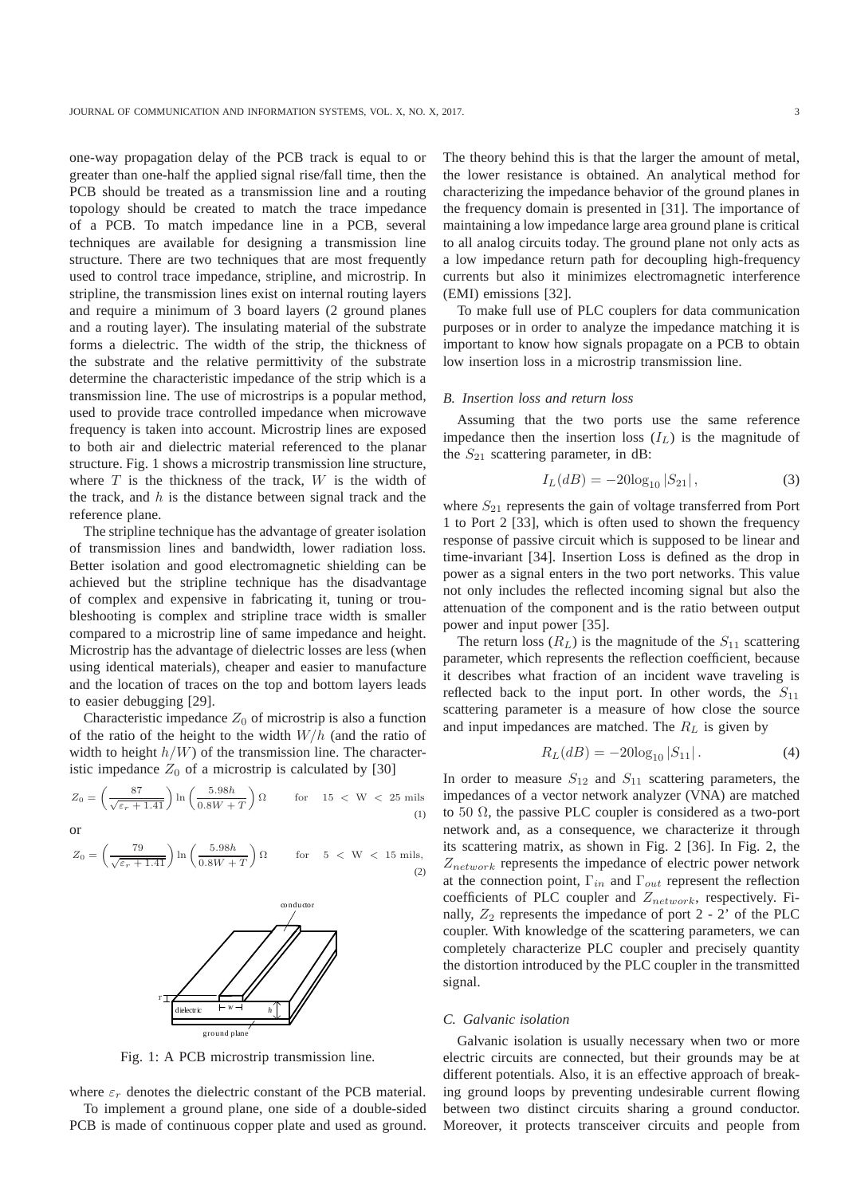one-way propagation delay of the PCB track is equal to or greater than one-half the applied signal rise/fall time, then the PCB should be treated as a transmission line and a routing topology should be created to match the trace impedance of a PCB. To match impedance line in a PCB, several techniques are available for designing a transmission line structure. There are two techniques that are most frequently used to control trace impedance, stripline, and microstrip. In stripline, the transmission lines exist on internal routing layers and require a minimum of 3 board layers (2 ground planes and a routing layer). The insulating material of the substrate forms a dielectric. The width of the strip, the thickness of the substrate and the relative permittivity of the substrate determine the characteristic impedance of the strip which is a transmission line. The use of microstrips is a popular method, used to provide trace controlled impedance when microwave frequency is taken into account. Microstrip lines are exposed to both air and dielectric material referenced to the planar structure. Fig. 1 shows a microstrip transmission line structure, where $T$ is the thickness of the track, $W$ is the width of the track, and $h$ is the distance between signal track and the reference plane.

The stripline technique has the advantage of greater isolation of transmission lines and bandwidth, lower radiation loss. Better isolation and good electromagnetic shielding can be achieved but the stripline technique has the disadvantage of complex and expensive in fabricating it, tuning or troubleshooting is complex and stripline trace width is smaller compared to a microstrip line of same impedance and height. Microstrip has the advantage of dielectric losses are less (when using identical materials), cheaper and easier to manufacture and the location of traces on the top and bottom layers leads to easier debugging [29].

Characteristic impedance $Z_0$ of microstrip is also a function of the ratio of the height to the width $W/h$ (and the ratio of width to height $h/W$) of the transmission line. The characteristic impedance $Z_0$ of a microstrip is calculated by [30]

$$Z_0 = \left(\frac{87}{\sqrt{\varepsilon_r + 1.41}}\right) \ln\left(\frac{5.98h}{0.8W + T}\right) \Omega \qquad \text{for} \quad 15 < \text{W} < 25 \text{ mils} \tag{1}$$

or

$$Z_0 = \left(\frac{79}{\sqrt{\varepsilon_r + 1.41}}\right) \ln\left(\frac{5.98h}{0.8W + T}\right) \Omega \qquad \text{for} \quad 5 < \text{W} < 15 \text{ mils}, \tag{2}$$

Fig. 1: A PCB microstrip transmission line.

where $\varepsilon_r$ denotes the dielectric constant of the PCB material.

To implement a ground plane, one side of a double-sided PCB is made of continuous copper plate and used as ground. The theory behind this is that the larger the amount of metal, the lower resistance is obtained. An analytical method for characterizing the impedance behavior of the ground planes in the frequency domain is presented in [31]. The importance of maintaining a low impedance large area ground plane is critical to all analog circuits today. The ground plane not only acts as a low impedance return path for decoupling high-frequency currents but also it minimizes electromagnetic interference (EMI) emissions [32].

To make full use of PLC couplers for data communication purposes or in order to analyze the impedance matching it is important to know how signals propagate on a PCB to obtain low insertion loss in a microstrip transmission line.

### B. Insertion loss and return loss

Assuming that the two ports use the same reference impedance then the insertion loss ($I_L$) is the magnitude of the $S_{21}$ scattering parameter, in dB:

$$I_L(dB) = -20\log_{10}|S_{21}|, \tag{3}$$

where $S_{21}$ represents the gain of voltage transferred from Port 1 to Port 2 [33], which is often used to shown the frequency response of passive circuit which is supposed to be linear and time-invariant [34]. Insertion Loss is defined as the drop in power as a signal enters in the two port networks. This value not only includes the reflected incoming signal but also the attenuation of the component and is the ratio between output power and input power [35].

The return loss ($R_L$) is the magnitude of the $S_{11}$ scattering parameter, which represents the reflection coefficient, because it describes what fraction of an incident wave traveling is reflected back to the input port. In other words, the $S_{11}$ scattering parameter is a measure of how close the source and input impedances are matched. The $R_L$ is given by

$$R_L(dB) = -20\log_{10}|S_{11}|. \tag{4}$$

In order to measure $S_{12}$ and $S_{11}$ scattering parameters, the impedances of a vector network analyzer (VNA) are matched to 50 $\Omega$, the passive PLC coupler is considered as a two-port network and, as a consequence, we characterize it through its scattering matrix, as shown in Fig. 2 [36]. In Fig. 2, the $Z_{network}$ represents the impedance of electric power network at the connection point, $\Gamma_{in}$ and $\Gamma_{out}$ represent the reflection coefficients of PLC coupler and $Z_{network}$, respectively. Finally, $Z_2$ represents the impedance of port 2 - 2' of the PLC coupler. With knowledge of the scattering parameters, we can completely characterize PLC coupler and precisely quantity the distortion introduced by the PLC coupler in the transmitted signal.

### C. Galvanic isolation

Galvanic isolation is usually necessary when two or more electric circuits are connected, but their grounds may be at different potentials. Also, it is an effective approach of breaking ground loops by preventing undesirable current flowing between two distinct circuits sharing a ground conductor. Moreover, it protects transceiver circuits and people from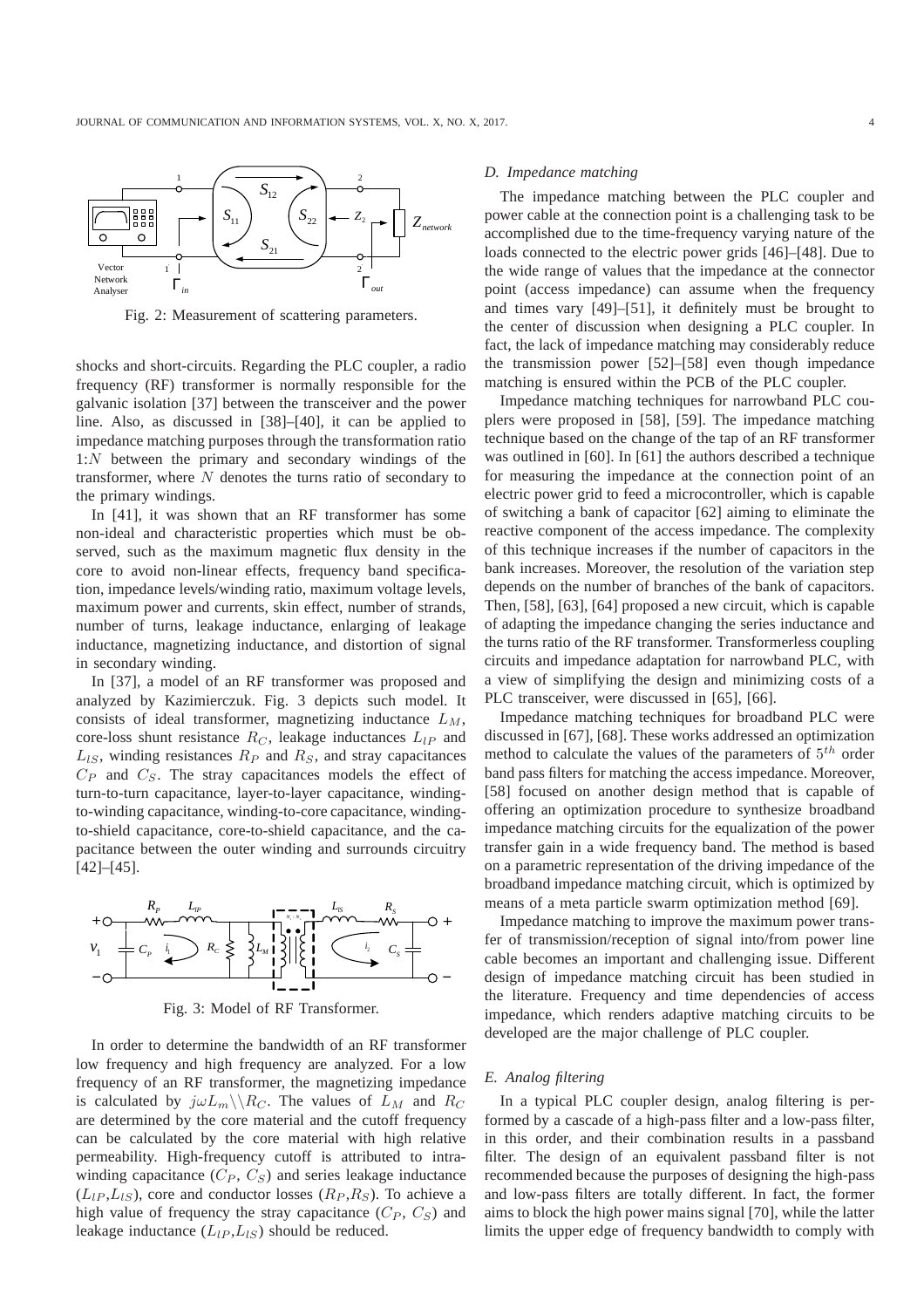Fig. 2: Measurement of scattering parameters.

shocks and short-circuits. Regarding the PLC coupler, a radio frequency (RF) transformer is normally responsible for the galvanic isolation [37] between the transceiver and the power line. Also, as discussed in [38]–[40], it can be applied to impedance matching purposes through the transformation ratio 1:$N$ between the primary and secondary windings of the transformer, where $N$ denotes the turns ratio of secondary to the primary windings.

In [41], it was shown that an RF transformer has some non-ideal and characteristic properties which must be observed, such as the maximum magnetic flux density in the core to avoid non-linear effects, frequency band specification, impedance levels/winding ratio, maximum voltage levels, maximum power and currents, skin effect, number of strands, number of turns, leakage inductance, enlarging of leakage inductance, magnetizing inductance, and distortion of signal in secondary winding.

In [37], a model of an RF transformer was proposed and analyzed by Kazimierczuk. Fig. 3 depicts such model. It consists of ideal transformer, magnetizing inductance $L_M$, core-loss shunt resistance $R_C$, leakage inductances $L_{lP}$ and $L_{lS}$, winding resistances $R_P$ and $R_S$, and stray capacitances $C_P$ and $C_S$. The stray capacitances models the effect of turn-to-turn capacitance, layer-to-layer capacitance, winding-to-winding capacitance, winding-to-core capacitance, winding-to-shield capacitance, core-to-shield capacitance, and the capacitance between the outer winding and surrounds circuitry [42]–[45].

Fig. 3: Model of RF Transformer.

In order to determine the bandwidth of an RF transformer low frequency and high frequency are analyzed. For a low frequency of an RF transformer, the magnetizing impedance is calculated by $j\omega L_m \backslash\backslash R_C$. The values of $L_M$ and $R_C$ are determined by the core material and the cutoff frequency can be calculated by the core material with high relative permeability. High-frequency cutoff is attributed to intra-winding capacitance ($C_P$, $C_S$) and series leakage inductance ($L_{lP}$,$L_{lS}$), core and conductor losses ($R_P$,$R_S$). To achieve a high value of frequency the stray capacitance ($C_P$, $C_S$) and leakage inductance ($L_{lP}$,$L_{lS}$) should be reduced.

### *D. Impedance matching*

The impedance matching between the PLC coupler and power cable at the connection point is a challenging task to be accomplished due to the time-frequency varying nature of the loads connected to the electric power grids [46]–[48]. Due to the wide range of values that the impedance at the connector point (access impedance) can assume when the frequency and times vary [49]–[51], it definitely must be brought to the center of discussion when designing a PLC coupler. In fact, the lack of impedance matching may considerably reduce the transmission power [52]–[58] even though impedance matching is ensured within the PCB of the PLC coupler.

Impedance matching techniques for narrowband PLC couplers were proposed in [58], [59]. The impedance matching technique based on the change of the tap of an RF transformer was outlined in [60]. In [61] the authors described a technique for measuring the impedance at the connection point of an electric power grid to feed a microcontroller, which is capable of switching a bank of capacitor [62] aiming to eliminate the reactive component of the access impedance. The complexity of this technique increases if the number of capacitors in the bank increases. Moreover, the resolution of the variation step depends on the number of branches of the bank of capacitors. Then, [58], [63], [64] proposed a new circuit, which is capable of adapting the impedance changing the series inductance and the turns ratio of the RF transformer. Transformerless coupling circuits and impedance adaptation for narrowband PLC, with a view of simplifying the design and minimizing costs of a PLC transceiver, were discussed in [65], [66].

Impedance matching techniques for broadband PLC were discussed in [67], [68]. These works addressed an optimization method to calculate the values of the parameters of $5^{th}$ order band pass filters for matching the access impedance. Moreover, [58] focused on another design method that is capable of offering an optimization procedure to synthesize broadband impedance matching circuits for the equalization of the power transfer gain in a wide frequency band. The method is based on a parametric representation of the driving impedance of the broadband impedance matching circuit, which is optimized by means of a meta particle swarm optimization method [69].

Impedance matching to improve the maximum power transfer of transmission/reception of signal into/from power line cable becomes an important and challenging issue. Different design of impedance matching circuit has been studied in the literature. Frequency and time dependencies of access impedance, which renders adaptive matching circuits to be developed are the major challenge of PLC coupler.

### *E. Analog filtering*

In a typical PLC coupler design, analog filtering is performed by a cascade of a high-pass filter and a low-pass filter, in this order, and their combination results in a passband filter. The design of an equivalent passband filter is not recommended because the purposes of designing the high-pass and low-pass filters are totally different. In fact, the former aims to block the high power mains signal [70], while the latter limits the upper edge of frequency bandwidth to comply with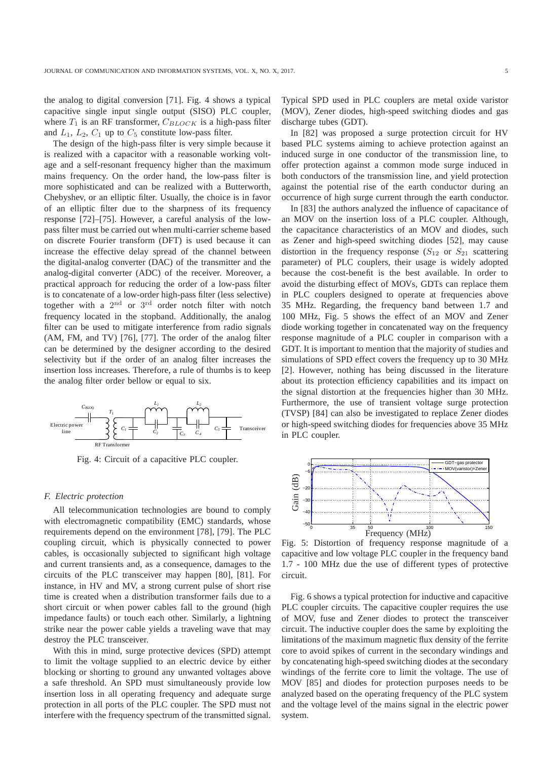the analog to digital conversion [71]. Fig. 4 shows a typical capacitive single input single output (SISO) PLC coupler, where $T_1$ is an RF transformer, $C_{BLOCK}$ is a high-pass filter and $L_1$, $L_2$, $C_1$ up to $C_5$ constitute low-pass filter.

The design of the high-pass filter is very simple because it is realized with a capacitor with a reasonable working voltage and a self-resonant frequency higher than the maximum mains frequency. On the order hand, the low-pass filter is more sophisticated and can be realized with a Butterworth, Chebyshev, or an elliptic filter. Usually, the choice is in favor of an elliptic filter due to the sharpness of its frequency response [72]–[75]. However, a careful analysis of the low-pass filter must be carried out when multi-carrier scheme based on discrete Fourier transform (DFT) is used because it can increase the effective delay spread of the channel between the digital-analog converter (DAC) of the transmitter and the analog-digital converter (ADC) of the receiver. Moreover, a practical approach for reducing the order of a low-pass filter is to concatenate of a low-order high-pass filter (less selective) together with a $2^{\text{nd}}$ or $3^{\text{rd}}$ order notch filter with notch frequency located in the stopband. Additionally, the analog filter can be used to mitigate interference from radio signals (AM, FM, and TV) [76], [77]. The order of the analog filter can be determined by the designer according to the desired selectivity but if the order of an analog filter increases the insertion loss increases. Therefore, a rule of thumbs is to keep the analog filter order bellow or equal to six.

Fig. 4: Circuit of a capacitive PLC coupler.

### F. Electric protection

All telecommunication technologies are bound to comply with electromagnetic compatibility (EMC) standards, whose requirements depend on the environment [78], [79]. The PLC coupling circuit, which is physically connected to power cables, is occasionally subjected to significant high voltage and current transients and, as a consequence, damages to the circuits of the PLC transceiver may happen [80], [81]. For instance, in HV and MV, a strong current pulse of short rise time is created when a distribution transformer fails due to a short circuit or when power cables fall to the ground (high impedance faults) or touch each other. Similarly, a lightning strike near the power cable yields a traveling wave that may destroy the PLC transceiver.

With this in mind, surge protective devices (SPD) attempt to limit the voltage supplied to an electric device by either blocking or shorting to ground any unwanted voltages above a safe threshold. An SPD must simultaneously provide low insertion loss in all operating frequency and adequate surge protection in all ports of the PLC coupler. The SPD must not interfere with the frequency spectrum of the transmitted signal. Typical SPD used in PLC couplers are metal oxide varistor (MOV), Zener diodes, high-speed switching diodes and gas discharge tubes (GDT).

In [82] was proposed a surge protection circuit for HV based PLC systems aiming to achieve protection against an induced surge in one conductor of the transmission line, to offer protection against a common mode surge induced in both conductors of the transmission line, and yield protection against the potential rise of the earth conductor during an occurrence of high surge current through the earth conductor.

In [83] the authors analyzed the influence of capacitance of an MOV on the insertion loss of a PLC coupler. Although, the capacitance characteristics of an MOV and diodes, such as Zener and high-speed switching diodes [52], may cause distortion in the frequency response ($S_{12}$ or $S_{21}$ scattering parameter) of PLC couplers, their usage is widely adopted because the cost-benefit is the best available. In order to avoid the disturbing effect of MOVs, GDTs can replace them in PLC couplers designed to operate at frequencies above 35 MHz. Regarding, the frequency band between 1.7 and 100 MHz, Fig. 5 shows the effect of an MOV and Zener diode working together in concatenated way on the frequency response magnitude of a PLC coupler in comparison with a GDT. It is important to mention that the majority of studies and simulations of SPD effect covers the frequency up to 30 MHz [2]. However, nothing has being discussed in the literature about its protection efficiency capabilities and its impact on the signal distortion at the frequencies higher than 30 MHz. Furthermore, the use of transient voltage surge protection (TVSP) [84] can also be investigated to replace Zener diodes or high-speed switching diodes for frequencies above 35 MHz in PLC coupler.

Fig. 5: Distortion of frequency response magnitude of a capacitive and low voltage PLC coupler in the frequency band 1.7 - 100 MHz due the use of different types of protective circuit.

Fig. 6 shows a typical protection for inductive and capacitive PLC coupler circuits. The capacitive coupler requires the use of MOV, fuse and Zener diodes to protect the transceiver circuit. The inductive coupler does the same by exploiting the limitations of the maximum magnetic flux density of the ferrite core to avoid spikes of current in the secondary windings and by concatenating high-speed switching diodes at the secondary windings of the ferrite core to limit the voltage. The use of MOV [85] and diodes for protection purposes needs to be analyzed based on the operating frequency of the PLC system and the voltage level of the mains signal in the electric power system.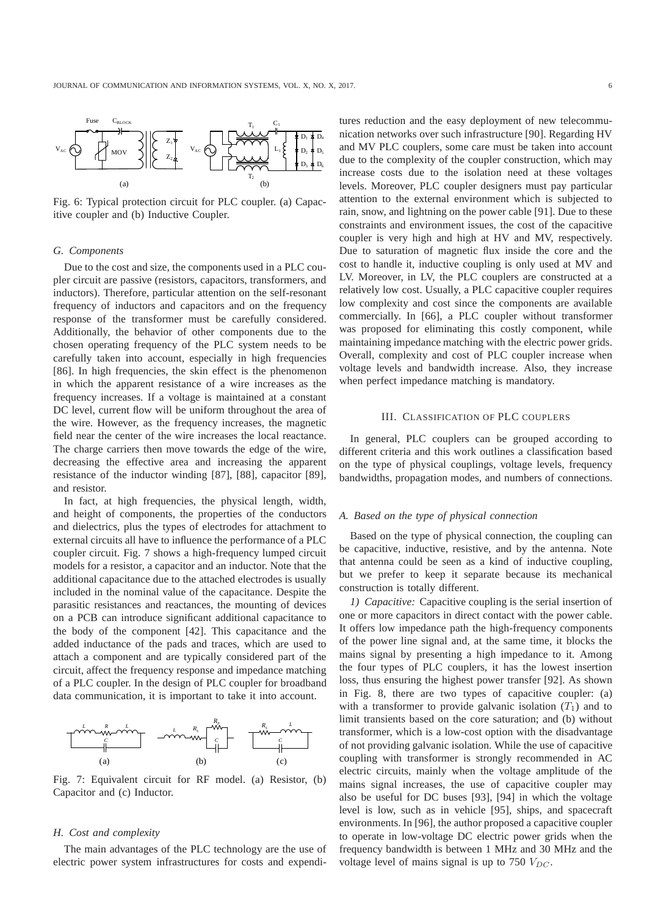Fig. 6: Typical protection circuit for PLC coupler. (a) Capacitive coupler and (b) Inductive Coupler.

### G. Components

Due to the cost and size, the components used in a PLC coupler circuit are passive (resistors, capacitors, transformers, and inductors). Therefore, particular attention on the self-resonant frequency of inductors and capacitors and on the frequency response of the transformer must be carefully considered. Additionally, the behavior of other components due to the chosen operating frequency of the PLC system needs to be carefully taken into account, especially in high frequencies [86]. In high frequencies, the skin effect is the phenomenon in which the apparent resistance of a wire increases as the frequency increases. If a voltage is maintained at a constant DC level, current flow will be uniform throughout the area of the wire. However, as the frequency increases, the magnetic field near the center of the wire increases the local reactance. The charge carriers then move towards the edge of the wire, decreasing the effective area and increasing the apparent resistance of the inductor winding [87], [88], capacitor [89], and resistor.

In fact, at high frequencies, the physical length, width, and height of components, the properties of the conductors and dielectrics, plus the types of electrodes for attachment to external circuits all have to influence the performance of a PLC coupler circuit. Fig. 7 shows a high-frequency lumped circuit models for a resistor, a capacitor and an inductor. Note that the additional capacitance due to the attached electrodes is usually included in the nominal value of the capacitance. Despite the parasitic resistances and reactances, the mounting of devices on a PCB can introduce significant additional capacitance to the body of the component [42]. This capacitance and the added inductance of the pads and traces, which are used to attach a component and are typically considered part of the circuit, affect the frequency response and impedance matching of a PLC coupler. In the design of PLC coupler for broadband data communication, it is important to take it into account.

Fig. 7: Equivalent circuit for RF model. (a) Resistor, (b) Capacitor and (c) Inductor.

### H. Cost and complexity

The main advantages of the PLC technology are the use of electric power system infrastructures for costs and expenditures reduction and the easy deployment of new telecommunication networks over such infrastructure [90]. Regarding HV and MV PLC couplers, some care must be taken into account due to the complexity of the coupler construction, which may increase costs due to the isolation need at these voltages levels. Moreover, PLC coupler designers must pay particular attention to the external environment which is subjected to rain, snow, and lightning on the power cable [91]. Due to these constraints and environment issues, the cost of the capacitive coupler is very high and high at HV and MV, respectively. Due to saturation of magnetic flux inside the core and the cost to handle it, inductive coupling is only used at MV and LV. Moreover, in LV, the PLC couplers are constructed at a relatively low cost. Usually, a PLC capacitive coupler requires low complexity and cost since the components are available commercially. In [66], a PLC coupler without transformer was proposed for eliminating this costly component, while maintaining impedance matching with the electric power grids. Overall, complexity and cost of PLC coupler increase when voltage levels and bandwidth increase. Also, they increase when perfect impedance matching is mandatory.

## III. Classification of PLC couplers

In general, PLC couplers can be grouped according to different criteria and this work outlines a classification based on the type of physical couplings, voltage levels, frequency bandwidths, propagation modes, and numbers of connections.

### A. Based on the type of physical connection

Based on the type of physical connection, the coupling can be capacitive, inductive, resistive, and by the antenna. Note that antenna could be seen as a kind of inductive coupling, but we prefer to keep it separate because its mechanical construction is totally different.

*1) Capacitive:* Capacitive coupling is the serial insertion of one or more capacitors in direct contact with the power cable. It offers low impedance path the high-frequency components of the power line signal and, at the same time, it blocks the mains signal by presenting a high impedance to it. Among the four types of PLC couplers, it has the lowest insertion loss, thus ensuring the highest power transfer [92]. As shown in Fig. 8, there are two types of capacitive coupler: (a) with a transformer to provide galvanic isolation ($T_1$) and to limit transients based on the core saturation; and (b) without transformer, which is a low-cost option with the disadvantage of not providing galvanic isolation. While the use of capacitive coupling with transformer is strongly recommended in AC electric circuits, mainly when the voltage amplitude of the mains signal increases, the use of capacitive coupler may also be useful for DC buses [93], [94] in which the voltage level is low, such as in vehicle [95], ships, and spacecraft environments. In [96], the author proposed a capacitive coupler to operate in low-voltage DC electric power grids when the frequency bandwidth is between 1 MHz and 30 MHz and the voltage level of mains signal is up to 750 $V_{DC}$.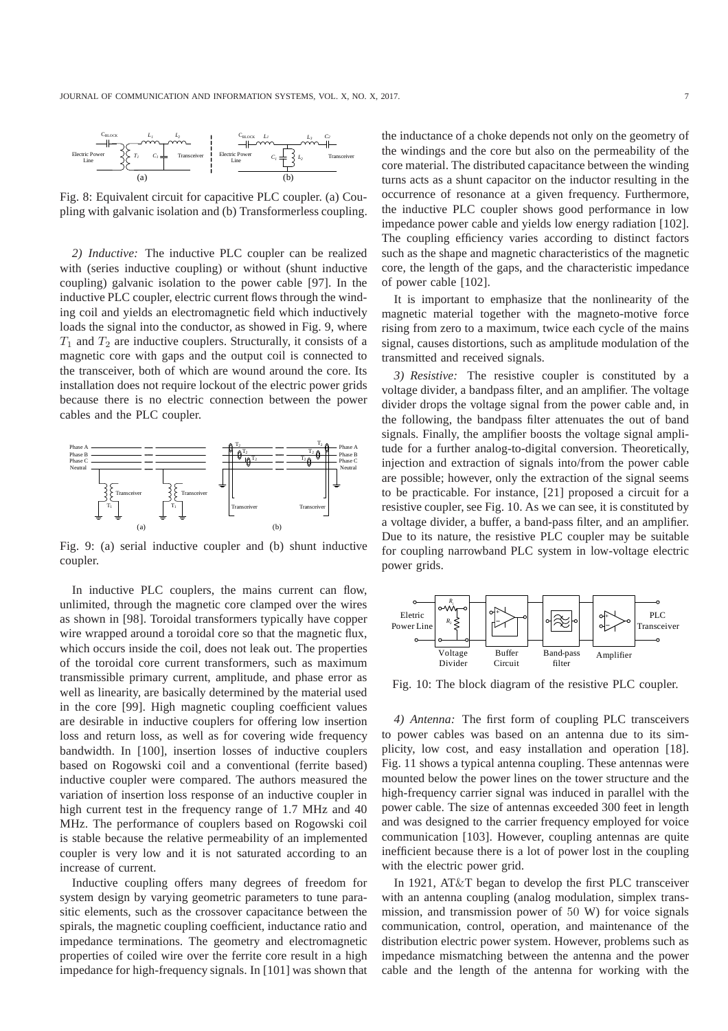Fig. 8: Equivalent circuit for capacitive PLC coupler. (a) Coupling with galvanic isolation and (b) Transformerless coupling.

*2) Inductive:* The inductive PLC coupler can be realized with (series inductive coupling) or without (shunt inductive coupling) galvanic isolation to the power cable [97]. In the inductive PLC coupler, electric current flows through the winding coil and yields an electromagnetic field which inductively loads the signal into the conductor, as showed in Fig. 9, where $T_1$ and $T_2$ are inductive couplers. Structurally, it consists of a magnetic core with gaps and the output coil is connected to the transceiver, both of which are wound around the core. Its installation does not require lockout of the electric power grids because there is no electric connection between the power cables and the PLC coupler.

Fig. 9: (a) serial inductive coupler and (b) shunt inductive coupler.

In inductive PLC couplers, the mains current can flow, unlimited, through the magnetic core clamped over the wires as shown in [98]. Toroidal transformers typically have copper wire wrapped around a toroidal core so that the magnetic flux, which occurs inside the coil, does not leak out. The properties of the toroidal core current transformers, such as maximum transmissible primary current, amplitude, and phase error as well as linearity, are basically determined by the material used in the core [99]. High magnetic coupling coefficient values are desirable in inductive couplers for offering low insertion loss and return loss, as well as for covering wide frequency bandwidth. In [100], insertion losses of inductive couplers based on Rogowski coil and a conventional (ferrite based) inductive coupler were compared. The authors measured the variation of insertion loss response of an inductive coupler in high current test in the frequency range of 1.7 MHz and 40 MHz. The performance of couplers based on Rogowski coil is stable because the relative permeability of an implemented coupler is very low and it is not saturated according to an increase of current.

Inductive coupling offers many degrees of freedom for system design by varying geometric parameters to tune parasitic elements, such as the crossover capacitance between the spirals, the magnetic coupling coefficient, inductance ratio and impedance terminations. The geometry and electromagnetic properties of coiled wire over the ferrite core result in a high impedance for high-frequency signals. In [101] was shown that the inductance of a choke depends not only on the geometry of the windings and the core but also on the permeability of the core material. The distributed capacitance between the winding turns acts as a shunt capacitor on the inductor resulting in the occurrence of resonance at a given frequency. Furthermore, the inductive PLC coupler shows good performance in low impedance power cable and yields low energy radiation [102]. The coupling efficiency varies according to distinct factors such as the shape and magnetic characteristics of the magnetic core, the length of the gaps, and the characteristic impedance of power cable [102].

It is important to emphasize that the nonlinearity of the magnetic material together with the magneto-motive force rising from zero to a maximum, twice each cycle of the mains signal, causes distortions, such as amplitude modulation of the transmitted and received signals.

*3) Resistive:* The resistive coupler is constituted by a voltage divider, a bandpass filter, and an amplifier. The voltage divider drops the voltage signal from the power cable and, in the following, the bandpass filter attenuates the out of band signals. Finally, the amplifier boosts the voltage signal amplitude for a further analog-to-digital conversion. Theoretically, injection and extraction of signals into/from the power cable are possible; however, only the extraction of the signal seems to be practicable. For instance, [21] proposed a circuit for a resistive coupler, see Fig. 10. As we can see, it is constituted by a voltage divider, a buffer, a band-pass filter, and an amplifier. Due to its nature, the resistive PLC coupler may be suitable for coupling narrowband PLC system in low-voltage electric power grids.

Fig. 10: The block diagram of the resistive PLC coupler.

*4) Antenna:* The first form of coupling PLC transceivers to power cables was based on an antenna due to its simplicity, low cost, and easy installation and operation [18]. Fig. 11 shows a typical antenna coupling. These antennas were mounted below the power lines on the tower structure and the high-frequency carrier signal was induced in parallel with the power cable. The size of antennas exceeded 300 feet in length and was designed to the carrier frequency employed for voice communication [103]. However, coupling antennas are quite inefficient because there is a lot of power lost in the coupling with the electric power grid.

In 1921, AT&T began to develop the first PLC transceiver with an antenna coupling (analog modulation, simplex transmission, and transmission power of 50 W) for voice signals communication, control, operation, and maintenance of the distribution electric power system. However, problems such as impedance mismatching between the antenna and the power cable and the length of the antenna for working with the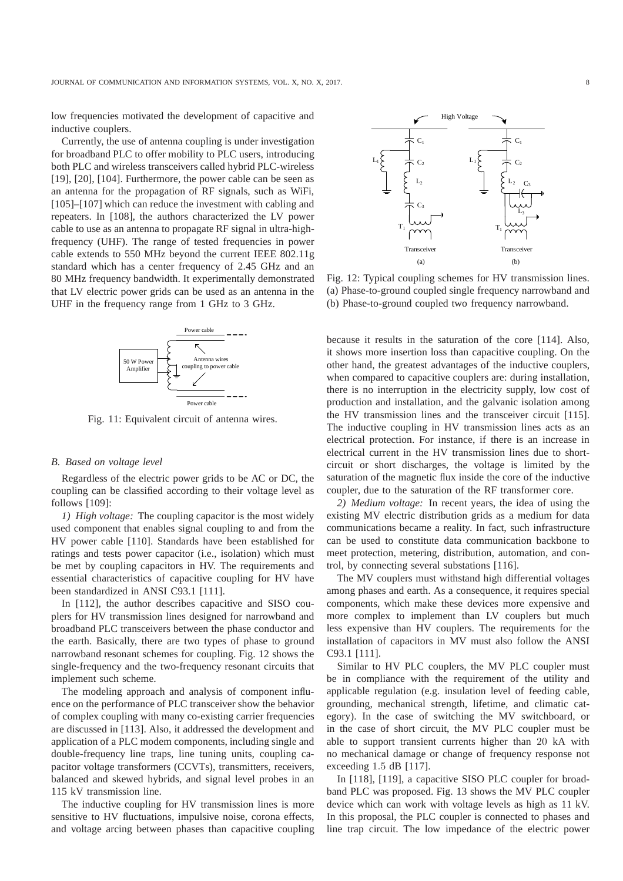low frequencies motivated the development of capacitive and inductive couplers.

Currently, the use of antenna coupling is under investigation for broadband PLC to offer mobility to PLC users, introducing both PLC and wireless transceivers called hybrid PLC-wireless [19], [20], [104]. Furthermore, the power cable can be seen as an antenna for the propagation of RF signals, such as WiFi, [105]–[107] which can reduce the investment with cabling and repeaters. In [108], the authors characterized the LV power cable to use as an antenna to propagate RF signal in ultra-high-frequency (UHF). The range of tested frequencies in power cable extends to 550 MHz beyond the current IEEE 802.11g standard which has a center frequency of 2.45 GHz and an 80 MHz frequency bandwidth. It experimentally demonstrated that LV electric power grids can be used as an antenna in the UHF in the frequency range from 1 GHz to 3 GHz.

Fig. 11: Equivalent circuit of antenna wires.

### *B. Based on voltage level*

Regardless of the electric power grids to be AC or DC, the coupling can be classified according to their voltage level as follows [109]:

*1) High voltage:* The coupling capacitor is the most widely used component that enables signal coupling to and from the HV power cable [110]. Standards have been established for ratings and tests power capacitor (i.e., isolation) which must be met by coupling capacitors in HV. The requirements and essential characteristics of capacitive coupling for HV have been standardized in ANSI C93.1 [111].

In [112], the author describes capacitive and SISO couplers for HV transmission lines designed for narrowband and broadband PLC transceivers between the phase conductor and the earth. Basically, there are two types of phase to ground narrowband resonant schemes for coupling. Fig. 12 shows the single-frequency and the two-frequency resonant circuits that implement such scheme.

The modeling approach and analysis of component influence on the performance of PLC transceiver show the behavior of complex coupling with many co-existing carrier frequencies are discussed in [113]. Also, it addressed the development and application of a PLC modem components, including single and double-frequency line traps, line tuning units, coupling capacitor voltage transformers (CCVTs), transmitters, receivers, balanced and skewed hybrids, and signal level probes in an 115 kV transmission line.

The inductive coupling for HV transmission lines is more sensitive to HV fluctuations, impulsive noise, corona effects, and voltage arcing between phases than capacitive coupling because it results in the saturation of the core [114]. Also, it shows more insertion loss than capacitive coupling. On the other hand, the greatest advantages of the inductive couplers, when compared to capacitive couplers are: during installation, there is no interruption in the electricity supply, low cost of production and installation, and the galvanic isolation among the HV transmission lines and the transceiver circuit [115]. The inductive coupling in HV transmission lines acts as an electrical protection. For instance, if there is an increase in electrical current in the HV transmission lines due to short-circuit or short discharges, the voltage is limited by the saturation of the magnetic flux inside the core of the inductive coupler, due to the saturation of the RF transformer core.

Fig. 12: Typical coupling schemes for HV transmission lines. (a) Phase-to-ground coupled single frequency narrowband and (b) Phase-to-ground coupled two frequency narrowband.

*2) Medium voltage:* In recent years, the idea of using the existing MV electric distribution grids as a medium for data communications became a reality. In fact, such infrastructure can be used to constitute data communication backbone to meet protection, metering, distribution, automation, and control, by connecting several substations [116].

The MV couplers must withstand high differential voltages among phases and earth. As a consequence, it requires special components, which make these devices more expensive and more complex to implement than LV couplers but much less expensive than HV couplers. The requirements for the installation of capacitors in MV must also follow the ANSI C93.1 [111].

Similar to HV PLC couplers, the MV PLC coupler must be in compliance with the requirement of the utility and applicable regulation (e.g. insulation level of feeding cable, grounding, mechanical strength, lifetime, and climatic category). In the case of switching the MV switchboard, or in the case of short circuit, the MV PLC coupler must be able to support transient currents higher than $20$ kA with no mechanical damage or change of frequency response not exceeding $1.5$ dB [117].

In [118], [119], a capacitive SISO PLC coupler for broadband PLC was proposed. Fig. 13 shows the MV PLC coupler device which can work with voltage levels as high as 11 kV. In this proposal, the PLC coupler is connected to phases and line trap circuit. The low impedance of the electric power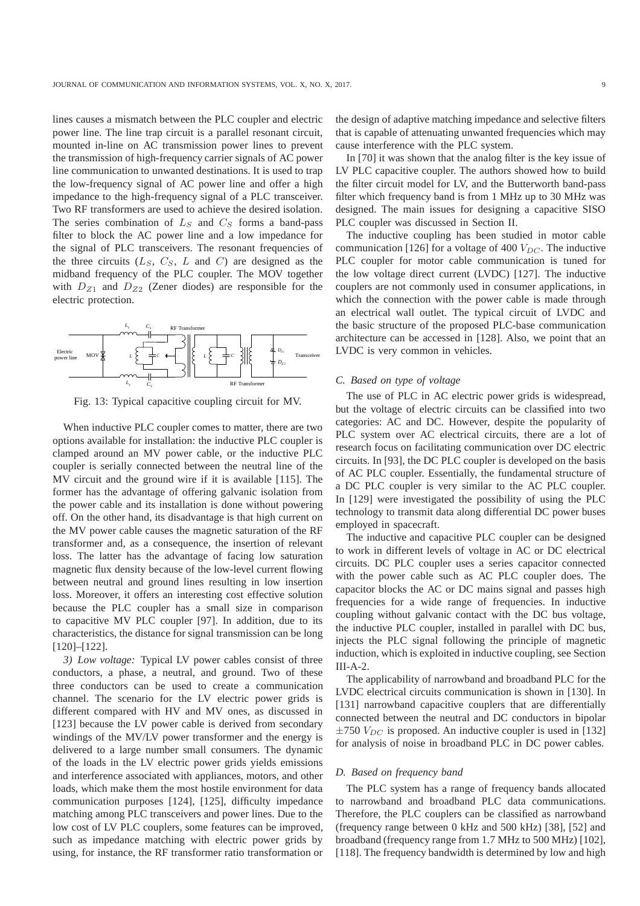lines causes a mismatch between the PLC coupler and electric power line. The line trap circuit is a parallel resonant circuit, mounted in-line on AC transmission power lines to prevent the transmission of high-frequency carrier signals of AC power line communication to unwanted destinations. It is used to trap the low-frequency signal of AC power line and offer a high impedance to the high-frequency signal of a PLC transceiver. Two RF transformers are used to achieve the desired isolation. The series combination of $L_S$ and $C_S$ forms a band-pass filter to block the AC power line and a low impedance for the signal of PLC transceivers. The resonant frequencies of the three circuits ($L_S$, $C_S$, $L$ and $C$) are designed as the midband frequency of the PLC coupler. The MOV together with $D_{Z1}$ and $D_{Z2}$ (Zener diodes) are responsible for the electric protection.

Fig. 13: Typical capacitive coupling circuit for MV.

When inductive PLC coupler comes to matter, there are two options available for installation: the inductive PLC coupler is clamped around an MV power cable, or the inductive PLC coupler is serially connected between the neutral line of the MV circuit and the ground wire if it is available [115]. The former has the advantage of offering galvanic isolation from the power cable and its installation is done without powering off. On the other hand, its disadvantage is that high current on the MV power cable causes the magnetic saturation of the RF transformer and, as a consequence, the insertion of relevant loss. The latter has the advantage of facing low saturation magnetic flux density because of the low-level current flowing between neutral and ground lines resulting in low insertion loss. Moreover, it offers an interesting cost effective solution because the PLC coupler has a small size in comparison to capacitive MV PLC coupler [97]. In addition, due to its characteristics, the distance for signal transmission can be long [120]–[122].

*3) Low voltage:* Typical LV power cables consist of three conductors, a phase, a neutral, and ground. Two of these three conductors can be used to create a communication channel. The scenario for the LV electric power grids is different compared with HV and MV ones, as discussed in [123] because the LV power cable is derived from secondary windings of the MV/LV power transformer and the energy is delivered to a large number small consumers. The dynamic of the loads in the LV electric power grids yields emissions and interference associated with appliances, motors, and other loads, which make them the most hostile environment for data communication purposes [124], [125], difficulty impedance matching among PLC transceivers and power lines. Due to the low cost of LV PLC couplers, some features can be improved, such as impedance matching with electric power grids by using, for instance, the RF transformer ratio transformation or the design of adaptive matching impedance and selective filters that is capable of attenuating unwanted frequencies which may cause interference with the PLC system.

In [70] it was shown that the analog filter is the key issue of LV PLC capacitive coupler. The authors showed how to build the filter circuit model for LV, and the Butterworth band-pass filter which frequency band is from 1 MHz up to 30 MHz was designed. The main issues for designing a capacitive SISO PLC coupler was discussed in Section II.

The inductive coupling has been studied in motor cable communication [126] for a voltage of 400 $V_{DC}$. The inductive PLC coupler for motor cable communication is tuned for the low voltage direct current (LVDC) [127]. The inductive couplers are not commonly used in consumer applications, in which the connection with the power cable is made through an electrical wall outlet. The typical circuit of LVDC and the basic structure of the proposed PLC-base communication architecture can be accessed in [128]. Also, we point that an LVDC is very common in vehicles.

### C. Based on type of voltage

The use of PLC in AC electric power grids is widespread, but the voltage of electric circuits can be classified into two categories: AC and DC. However, despite the popularity of PLC system over AC electrical circuits, there are a lot of research focus on facilitating communication over DC electric circuits. In [93], the DC PLC coupler is developed on the basis of AC PLC coupler. Essentially, the fundamental structure of a DC PLC coupler is very similar to the AC PLC coupler. In [129] were investigated the possibility of using the PLC technology to transmit data along differential DC power buses employed in spacecraft.

The inductive and capacitive PLC coupler can be designed to work in different levels of voltage in AC or DC electrical circuits. DC PLC coupler uses a series capacitor connected with the power cable such as AC PLC coupler does. The capacitor blocks the AC or DC mains signal and passes high frequencies for a wide range of frequencies. In inductive coupling without galvanic contact with the DC bus voltage, the inductive PLC coupler, installed in parallel with DC bus, injects the PLC signal following the principle of magnetic induction, which is exploited in inductive coupling, see Section III-A-2.

The applicability of narrowband and broadband PLC for the LVDC electrical circuits communication is shown in [130]. In [131] narrowband capacitive couplers that are differentially connected between the neutral and DC conductors in bipolar $\pm 750$ $V_{DC}$ is proposed. An inductive coupler is used in [132] for analysis of noise in broadband PLC in DC power cables.

### D. Based on frequency band

The PLC system has a range of frequency bands allocated to narrowband and broadband PLC data communications. Therefore, the PLC couplers can be classified as narrowband (frequency range between 0 kHz and 500 kHz) [38], [52] and broadband (frequency range from 1.7 MHz to 500 MHz) [102], [118]. The frequency bandwidth is determined by low and high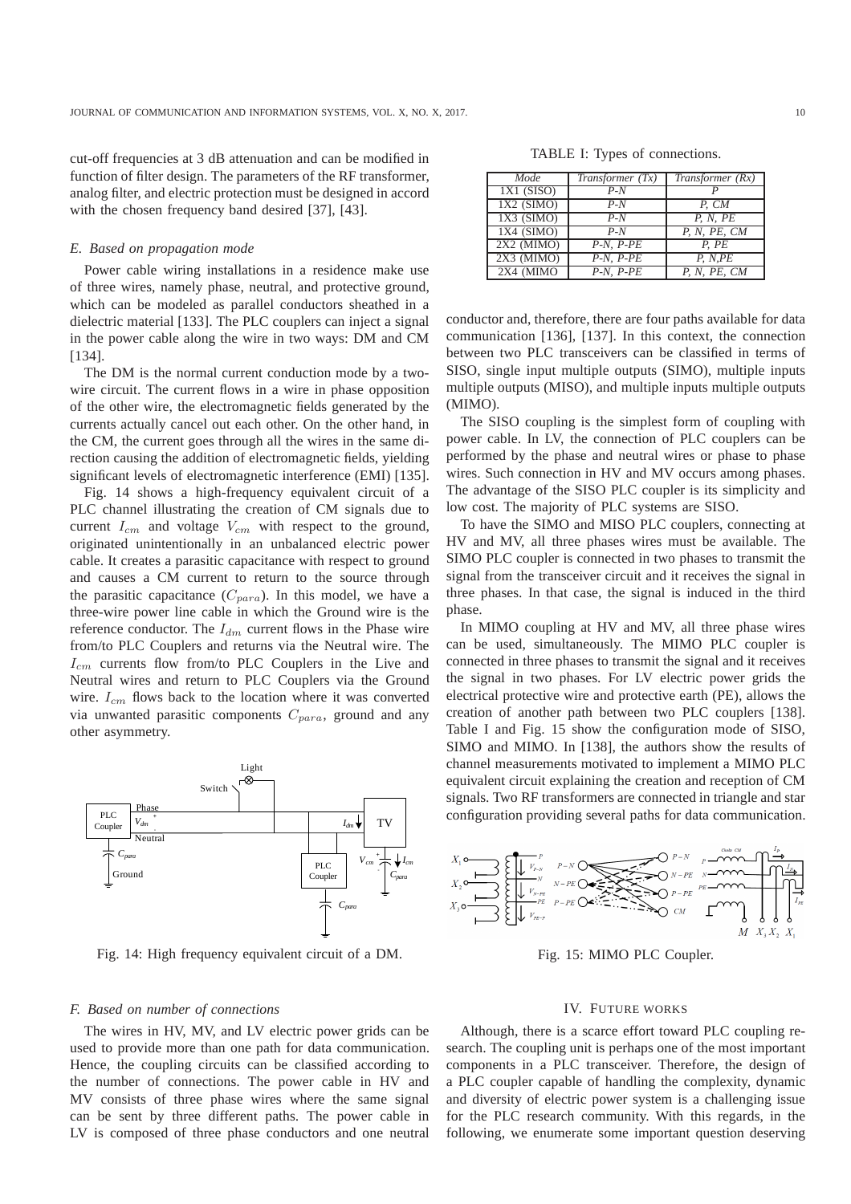cut-off frequencies at 3 dB attenuation and can be modified in function of filter design. The parameters of the RF transformer, analog filter, and electric protection must be designed in accord with the chosen frequency band desired [37], [43].

### E. Based on propagation mode

Power cable wiring installations in a residence make use of three wires, namely phase, neutral, and protective ground, which can be modeled as parallel conductors sheathed in a dielectric material [133]. The PLC couplers can inject a signal in the power cable along the wire in two ways: DM and CM [134].

The DM is the normal current conduction mode by a two-wire circuit. The current flows in a wire in phase opposition of the other wire, the electromagnetic fields generated by the currents actually cancel out each other. On the other hand, in the CM, the current goes through all the wires in the same direction causing the addition of electromagnetic fields, yielding significant levels of electromagnetic interference (EMI) [135].

Fig. 14 shows a high-frequency equivalent circuit of a PLC channel illustrating the creation of CM signals due to current $I_{cm}$ and voltage $V_{cm}$ with respect to the ground, originated unintentionally in an unbalanced electric power cable. It creates a parasitic capacitance with respect to ground and causes a CM current to return to the source through the parasitic capacitance ($C_{para}$). In this model, we have a three-wire power line cable in which the Ground wire is the reference conductor. The $I_{dm}$ current flows in the Phase wire from/to PLC Couplers and returns via the Neutral wire. The $I_{cm}$ currents flow from/to PLC Couplers in the Live and Neutral wires and return to PLC Couplers via the Ground wire. $I_{cm}$ flows back to the location where it was converted via unwanted parasitic components $C_{para}$, ground and any other asymmetry.

Fig. 14: High frequency equivalent circuit of a DM.

### F. Based on number of connections

The wires in HV, MV, and LV electric power grids can be used to provide more than one path for data communication. Hence, the coupling circuits can be classified according to the number of connections. The power cable in HV and MV consists of three phase wires where the same signal can be sent by three different paths. The power cable in LV is composed of three phase conductors and one neutral conductor and, therefore, there are four paths available for data communication [136], [137]. In this context, the connection between two PLC transceivers can be classified in terms of SISO, single input multiple outputs (SIMO), multiple inputs multiple outputs (MISO), and multiple inputs multiple outputs (MIMO).

TABLE I: Types of connections.

| Mode | Transformer (Tx) | Transformer (Rx) |
|---|---|---|
| 1X1 (SISO) | P-N | P |
| 1X2 (SIMO) | P-N | P, CM |
| 1X3 (SIMO) | P-N | P, N, PE |
| 1X4 (SIMO) | P-N | P, N, PE, CM |
| 2X2 (MIMO) | P-N, P-PE | P, PE |
| 2X3 (MIMO) | P-N, P-PE | P, N,PE |
| 2X4 (MIMO | P-N, P-PE | P, N, PE, CM |

The SISO coupling is the simplest form of coupling with power cable. In LV, the connection of PLC couplers can be performed by the phase and neutral wires or phase to phase wires. Such connection in HV and MV occurs among phases. The advantage of the SISO PLC coupler is its simplicity and low cost. The majority of PLC systems are SISO.

To have the SIMO and MISO PLC couplers, connecting at HV and MV, all three phases wires must be available. The SIMO PLC coupler is connected in two phases to transmit the signal from the transceiver circuit and it receives the signal in three phases. In that case, the signal is induced in the third phase.

In MIMO coupling at HV and MV, all three phase wires can be used, simultaneously. The MIMO PLC coupler is connected in three phases to transmit the signal and it receives the signal in two phases. For LV electric power grids the electrical protective wire and protective earth (PE), allows the creation of another path between two PLC couplers [138]. Table I and Fig. 15 show the configuration mode of SISO, SIMO and MIMO. In [138], the authors show the results of channel measurements motivated to implement a MIMO PLC equivalent circuit explaining the creation and reception of CM signals. Two RF transformers are connected in triangle and star configuration providing several paths for data communication.

Fig. 15: MIMO PLC Coupler.

## IV. FUTURE WORKS

Although, there is a scarce effort toward PLC coupling research. The coupling unit is perhaps one of the most important components in a PLC transceiver. Therefore, the design of a PLC coupler capable of handling the complexity, dynamic and diversity of electric power system is a challenging issue for the PLC research community. With this regards, in the following, we enumerate some important question deserving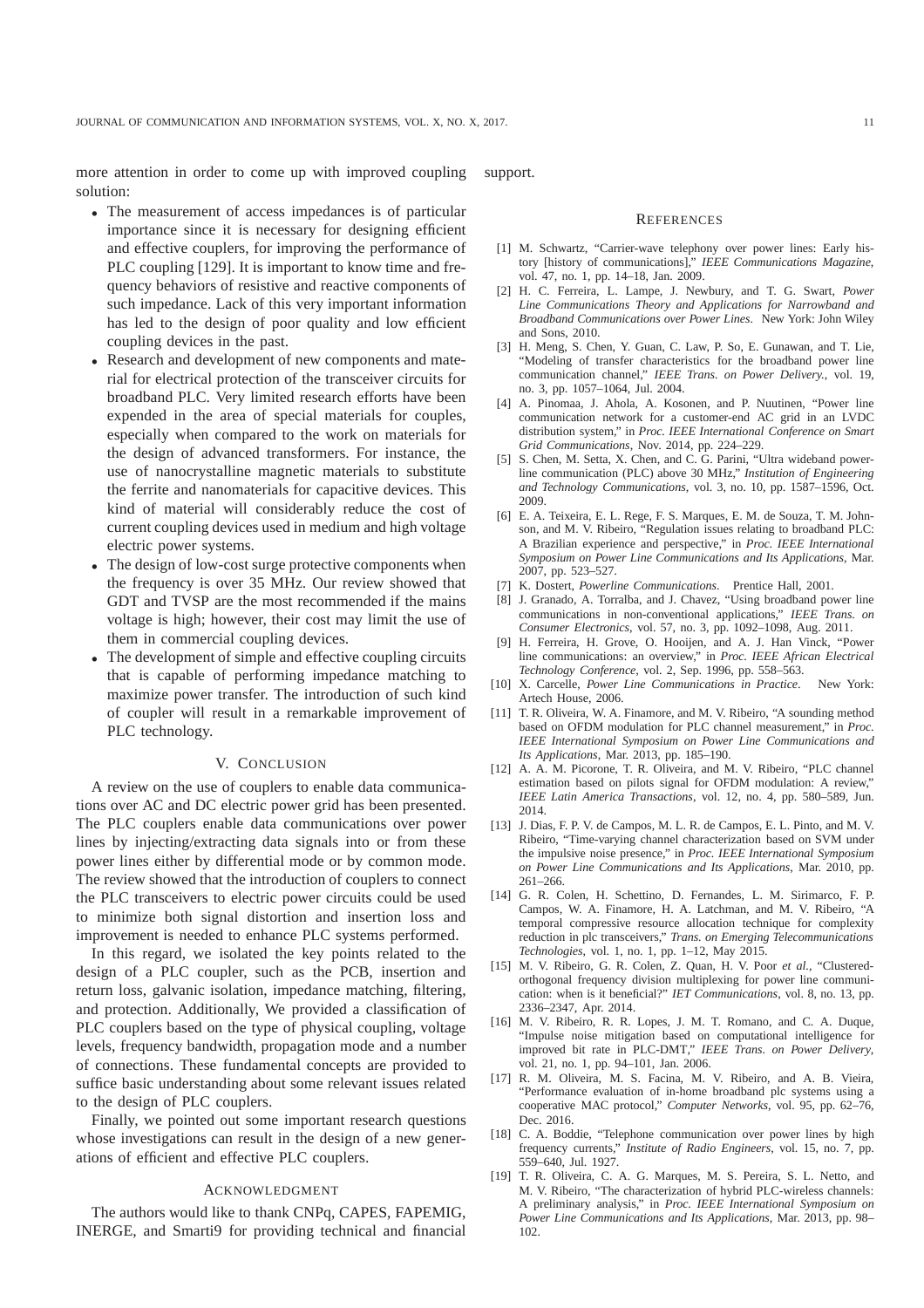more attention in order to come up with improved coupling solution:

- The measurement of access impedances is of particular importance since it is necessary for designing efficient and effective couplers, for improving the performance of PLC coupling [129]. It is important to know time and frequency behaviors of resistive and reactive components of such impedance. Lack of this very important information has led to the design of poor quality and low efficient coupling devices in the past.
- Research and development of new components and material for electrical protection of the transceiver circuits for broadband PLC. Very limited research efforts have been expended in the area of special materials for couples, especially when compared to the work on materials for the design of advanced transformers. For instance, the use of nanocrystalline magnetic materials to substitute the ferrite and nanomaterials for capacitive devices. This kind of material will considerably reduce the cost of current coupling devices used in medium and high voltage electric power systems.
- The design of low-cost surge protective components when the frequency is over 35 MHz. Our review showed that GDT and TVSP are the most recommended if the mains voltage is high; however, their cost may limit the use of them in commercial coupling devices.
- The development of simple and effective coupling circuits that is capable of performing impedance matching to maximize power transfer. The introduction of such kind of coupler will result in a remarkable improvement of PLC technology.

## V. Conclusion

A review on the use of couplers to enable data communications over AC and DC electric power grid has been presented. The PLC couplers enable data communications over power lines by injecting/extracting data signals into or from these power lines either by differential mode or by common mode. The review showed that the introduction of couplers to connect the PLC transceivers to electric power circuits could be used to minimize both signal distortion and insertion loss and improvement is needed to enhance PLC systems performed.

In this regard, we isolated the key points related to the design of a PLC coupler, such as the PCB, insertion and return loss, galvanic isolation, impedance matching, filtering, and protection. Additionally, We provided a classification of PLC couplers based on the type of physical coupling, voltage levels, frequency bandwidth, propagation mode and a number of connections. These fundamental concepts are provided to suffice basic understanding about some relevant issues related to the design of PLC couplers.

Finally, we pointed out some important research questions whose investigations can result in the design of a new generations of efficient and effective PLC couplers.

## Acknowledgment

The authors would like to thank CNPq, CAPES, FAPEMIG, INERGE, and Smarti9 for providing technical and financial support.

## References

[1] M. Schwartz, "Carrier-wave telephony over power lines: Early history [history of communications]," *IEEE Communications Magazine*, vol. 47, no. 1, pp. 14–18, Jan. 2009.

[2] H. C. Ferreira, L. Lampe, J. Newbury, and T. G. Swart, *Power Line Communications Theory and Applications for Narrowband and Broadband Communications over Power Lines*. New York: John Wiley and Sons, 2010.

[3] H. Meng, S. Chen, Y. Guan, C. Law, P. So, E. Gunawan, and T. Lie, "Modeling of transfer characteristics for the broadband power line communication channel," *IEEE Trans. on Power Delivery.*, vol. 19, no. 3, pp. 1057–1064, Jul. 2004.

[4] A. Pinomaa, J. Ahola, A. Kosonen, and P. Nuutinen, "Power line communication network for a customer-end AC grid in an LVDC distribution system," in *Proc. IEEE International Conference on Smart Grid Communications*, Nov. 2014, pp. 224–229.

[5] S. Chen, M. Setta, X. Chen, and C. G. Parini, "Ultra wideband powerline communication (PLC) above 30 MHz," *Institution of Engineering and Technology Communications*, vol. 3, no. 10, pp. 1587–1596, Oct. 2009.

[6] E. A. Teixeira, E. L. Rege, F. S. Marques, E. M. de Souza, T. M. Johnson, and M. V. Ribeiro, "Regulation issues relating to broadband PLC: A Brazilian experience and perspective," in *Proc. IEEE International Symposium on Power Line Communications and Its Applications*, Mar. 2007, pp. 523–527.

[7] K. Dostert, *Powerline Communications*. Prentice Hall, 2001.

[8] J. Granado, A. Torralba, and J. Chavez, "Using broadband power line communications in non-conventional applications," *IEEE Trans. on Consumer Electronics*, vol. 57, no. 3, pp. 1092–1098, Aug. 2011.

[9] H. Ferreira, H. Grove, O. Hooijen, and A. J. Han Vinck, "Power line communications: an overview," in *Proc. IEEE African Electrical Technology Conference*, vol. 2, Sep. 1996, pp. 558–563.

[10] X. Carcelle, *Power Line Communications in Practice*. New York: Artech House, 2006.

[11] T. R. Oliveira, W. A. Finamore, and M. V. Ribeiro, "A sounding method based on OFDM modulation for PLC channel measurement," in *Proc. IEEE International Symposium on Power Line Communications and Its Applications*, Mar. 2013, pp. 185–190.

[12] A. A. M. Picorone, T. R. Oliveira, and M. V. Ribeiro, "PLC channel estimation based on pilots signal for OFDM modulation: A review," *IEEE Latin America Transactions*, vol. 12, no. 4, pp. 580–589, Jun. 2014.

[13] J. Dias, F. P. V. de Campos, M. L. R. de Campos, E. L. Pinto, and M. V. Ribeiro, "Time-varying channel characterization based on SVM under the impulsive noise presence," in *Proc. IEEE International Symposium on Power Line Communications and Its Applications*, Mar. 2010, pp. 261–266.

[14] G. R. Colen, H. Schettino, D. Fernandes, L. M. Sirimarco, F. P. Campos, W. A. Finamore, H. A. Latchman, and M. V. Ribeiro, "A temporal compressive resource allocation technique for complexity reduction in plc transceivers," *Trans. on Emerging Telecommunications Technologies*, vol. 1, no. 1, pp. 1–12, May 2015.

[15] M. V. Ribeiro, G. R. Colen, Z. Quan, H. V. Poor *et al.*, "Clustered-orthogonal frequency division multiplexing for power line communication: when is it beneficial?" *IET Communications*, vol. 8, no. 13, pp. 2336–2347, Apr. 2014.

[16] M. V. Ribeiro, R. R. Lopes, J. M. T. Romano, and C. A. Duque, "Impulse noise mitigation based on computational intelligence for improved bit rate in PLC-DMT," *IEEE Trans. on Power Delivery*, vol. 21, no. 1, pp. 94–101, Jan. 2006.

[17] R. M. Oliveira, M. S. Facina, M. V. Ribeiro, and A. B. Vieira, "Performance evaluation of in-home broadband plc systems using a cooperative MAC protocol," *Computer Networks*, vol. 95, pp. 62–76, Dec. 2016.

[18] C. A. Boddie, "Telephone communication over power lines by high frequency currents," *Institute of Radio Engineers*, vol. 15, no. 7, pp. 559–640, Jul. 1927.

[19] T. R. Oliveira, C. A. G. Marques, M. S. Pereira, S. L. Netto, and M. V. Ribeiro, "The characterization of hybrid PLC-wireless channels: A preliminary analysis," in *Proc. IEEE International Symposium on Power Line Communications and Its Applications*, Mar. 2013, pp. 98–102.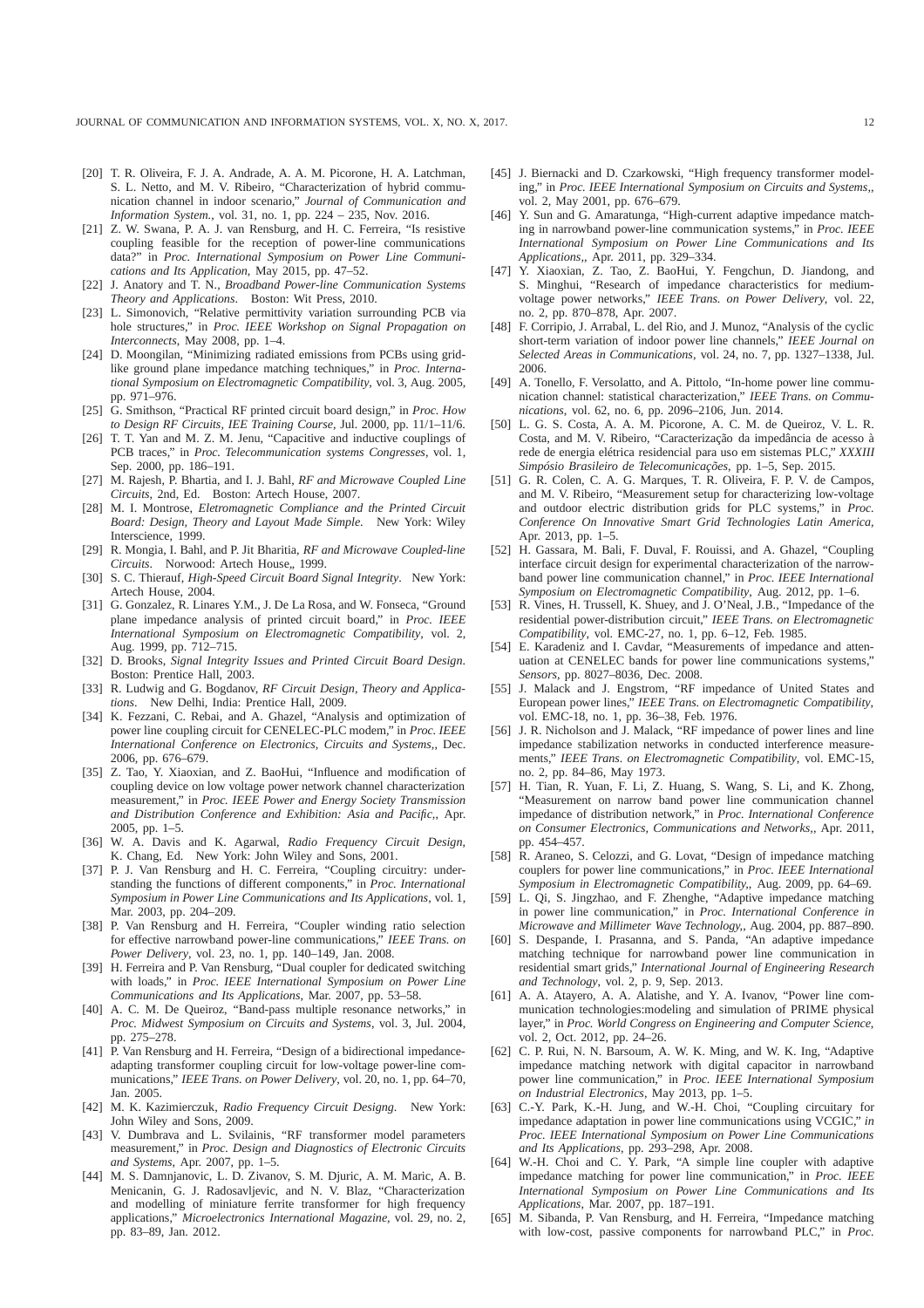[20] T. R. Oliveira, F. J. A. Andrade, A. A. M. Picorone, H. A. Latchman, S. L. Netto, and M. V. Ribeiro, "Characterization of hybrid communication channel in indoor scenario," *Journal of Communication and Information System.*, vol. 31, no. 1, pp. 224 – 235, Nov. 2016.

[21] Z. W. Swana, P. A. J. van Rensburg, and H. C. Ferreira, "Is resistive coupling feasible for the reception of power-line communications data?" in *Proc. International Symposium on Power Line Communications and Its Application*, May 2015, pp. 47–52.

[22] J. Anatory and T. N., *Broadband Power-line Communication Systems Theory and Applications*. Boston: Wit Press, 2010.

[23] L. Simonovich, "Relative permittivity variation surrounding PCB via hole structures," in *Proc. IEEE Workshop on Signal Propagation on Interconnects*, May 2008, pp. 1–4.

[24] D. Moongilan, "Minimizing radiated emissions from PCBs using grid-like ground plane impedance matching techniques," in *Proc. International Symposium on Electromagnetic Compatibility*, vol. 3, Aug. 2005, pp. 971–976.

[25] G. Smithson, "Practical RF printed circuit board design," in *Proc. How to Design RF Circuits, IEE Training Course*, Jul. 2000, pp. 11/1–11/6.

[26] T. T. Yan and M. Z. M. Jenu, "Capacitive and inductive couplings of PCB traces," in *Proc. Telecommunication systems Congresses*, vol. 1, Sep. 2000, pp. 186–191.

[27] M. Rajesh, P. Bhartia, and I. J. Bahl, *RF and Microwave Coupled Line Circuits*, 2nd, Ed. Boston: Artech House, 2007.

[28] M. I. Montrose, *Eletromagnetic Compliance and the Printed Circuit Board: Design, Theory and Layout Made Simple*. New York: Wiley Interscience, 1999.

[29] R. Mongia, I. Bahl, and P. Jit Bharitia, *RF and Microwave Coupled-line Circuits*. Norwood: Artech House,, 1999.

[30] S. C. Thierauf, *High-Speed Circuit Board Signal Integrity*. New York: Artech House, 2004.

[31] G. Gonzalez, R. Linares Y.M., J. De La Rosa, and W. Fonseca, "Ground plane impedance analysis of printed circuit board," in *Proc. IEEE International Symposium on Electromagnetic Compatibility*, vol. 2, Aug. 1999, pp. 712–715.

[32] D. Brooks, *Signal Integrity Issues and Printed Circuit Board Design*. Boston: Prentice Hall, 2003.

[33] R. Ludwig and G. Bogdanov, *RF Circuit Design, Theory and Applications*. New Delhi, India: Prentice Hall, 2009.

[34] K. Fezzani, C. Rebai, and A. Ghazel, "Analysis and optimization of power line coupling circuit for CENELEC-PLC modem," in *Proc. IEEE International Conference on Electronics, Circuits and Systems,*, Dec. 2006, pp. 676–679.

[35] Z. Tao, Y. Xiaoxian, and Z. BaoHui, "Influence and modification of coupling device on low voltage power network channel characterization measurement," in *Proc. IEEE Power and Energy Society Transmission and Distribution Conference and Exhibition: Asia and Pacific,*, Apr. 2005, pp. 1–5.

[36] W. A. Davis and K. Agarwal, *Radio Frequency Circuit Design*, K. Chang, Ed. New York: John Wiley and Sons, 2001.

[37] P. J. Van Rensburg and H. C. Ferreira, "Coupling circuitry: understanding the functions of different components," in *Proc. International Symposium in Power Line Communications and Its Applications*, vol. 1, Mar. 2003, pp. 204–209.

[38] P. Van Rensburg and H. Ferreira, "Coupler winding ratio selection for effective narrowband power-line communications," *IEEE Trans. on Power Delivery*, vol. 23, no. 1, pp. 140–149, Jan. 2008.

[39] H. Ferreira and P. Van Rensburg, "Dual coupler for dedicated switching with loads," in *Proc. IEEE International Symposium on Power Line Communications and Its Applications*, Mar. 2007, pp. 53–58.

[40] A. C. M. De Queiroz, "Band-pass multiple resonance networks," in *Proc. Midwest Symposium on Circuits and Systems*, vol. 3, Jul. 2004, pp. 275–278.

[41] P. Van Rensburg and H. Ferreira, "Design of a bidirectional impedance-adapting transformer coupling circuit for low-voltage power-line communications," *IEEE Trans. on Power Delivery*, vol. 20, no. 1, pp. 64–70, Jan. 2005.

[42] M. K. Kazimierczuk, *Radio Frequency Circuit Designg*. New York: John Wiley and Sons, 2009.

[43] V. Dumbrava and L. Svilainis, "RF transformer model parameters measurement," in *Proc. Design and Diagnostics of Electronic Circuits and Systems*, Apr. 2007, pp. 1–5.

[44] M. S. Damnjanovic, L. D. Zivanov, S. M. Djuric, A. M. Maric, A. B. Menicanin, G. J. Radosavljevic, and N. V. Blaz, "Characterization and modelling of miniature ferrite transformer for high frequency applications," *Microelectronics International Magazine*, vol. 29, no. 2, pp. 83–89, Jan. 2012.

[45] J. Biernacki and D. Czarkowski, "High frequency transformer modeling," in *Proc. IEEE International Symposium on Circuits and Systems,*, vol. 2, May 2001, pp. 676–679.

[46] Y. Sun and G. Amaratunga, "High-current adaptive impedance matching in narrowband power-line communication systems," in *Proc. IEEE International Symposium on Power Line Communications and Its Applications,*, Apr. 2011, pp. 329–334.

[47] Y. Xiaoxian, Z. Tao, Z. BaoHui, Y. Fengchun, D. Jiandong, and S. Minghui, "Research of impedance characteristics for medium-voltage power networks," *IEEE Trans. on Power Delivery*, vol. 22, no. 2, pp. 870–878, Apr. 2007.

[48] F. Corripio, J. Arrabal, L. del Rio, and J. Munoz, "Analysis of the cyclic short-term variation of indoor power line channels," *IEEE Journal on Selected Areas in Communications*, vol. 24, no. 7, pp. 1327–1338, Jul. 2006.

[49] A. Tonello, F. Versolatto, and A. Pittolo, "In-home power line communication channel: statistical characterization," *IEEE Trans. on Communications*, vol. 62, no. 6, pp. 2096–2106, Jun. 2014.

[50] L. G. S. Costa, A. A. M. Picorone, A. C. M. de Queiroz, V. L. R. Costa, and M. V. Ribeiro, "Caracterização da impedância de acesso à rede de energia elétrica residencial para uso em sistemas PLC," *XXXIII Simpósio Brasileiro de Telecomunicações*, pp. 1–5, Sep. 2015.

[51] G. R. Colen, C. A. G. Marques, T. R. Oliveira, F. P. V. de Campos, and M. V. Ribeiro, "Measurement setup for characterizing low-voltage and outdoor electric distribution grids for PLC systems," in *Proc. Conference On Innovative Smart Grid Technologies Latin America*, Apr. 2013, pp. 1–5.

[52] H. Gassara, M. Bali, F. Duval, F. Rouissi, and A. Ghazel, "Coupling interface circuit design for experimental characterization of the narrowband power line communication channel," in *Proc. IEEE International Symposium on Electromagnetic Compatibility*, Aug. 2012, pp. 1–6.

[53] R. Vines, H. Trussell, K. Shuey, and J. O'Neal, J.B., "Impedance of the residential power-distribution circuit," *IEEE Trans. on Electromagnetic Compatibility*, vol. EMC-27, no. 1, pp. 6–12, Feb. 1985.

[54] E. Karadeniz and I. Cavdar, "Measurements of impedance and attenuation at CENELEC bands for power line communications systems," *Sensors*, pp. 8027–8036, Dec. 2008.

[55] J. Malack and J. Engstrom, "RF impedance of United States and European power lines," *IEEE Trans. on Electromagnetic Compatibility*, vol. EMC-18, no. 1, pp. 36–38, Feb. 1976.

[56] J. R. Nicholson and J. Malack, "RF impedance of power lines and line impedance stabilization networks in conducted interference measurements," *IEEE Trans. on Electromagnetic Compatibility*, vol. EMC-15, no. 2, pp. 84–86, May 1973.

[57] H. Tian, R. Yuan, F. Li, Z. Huang, S. Wang, S. Li, and K. Zhong, "Measurement on narrow band power line communication channel impedance of distribution network," in *Proc. International Conference on Consumer Electronics, Communications and Networks,*, Apr. 2011, pp. 454–457.

[58] R. Araneo, S. Celozzi, and G. Lovat, "Design of impedance matching couplers for power line communications," in *Proc. IEEE International Symposium in Electromagnetic Compatibility,*, Aug. 2009, pp. 64–69.

[59] L. Qi, S. Jingzhao, and F. Zhenghe, "Adaptive impedance matching in power line communication," in *Proc. International Conference in Microwave and Millimeter Wave Technology,*, Aug. 2004, pp. 887–890.

[60] S. Despande, I. Prasanna, and S. Panda, "An adaptive impedance matching technique for narrowband power line communication in residential smart grids," *International Journal of Engineering Research and Technology*, vol. 2, p. 9, Sep. 2013.

[61] A. A. Atayero, A. A. Alatishe, and Y. A. Ivanov, "Power line communication technologies:modeling and simulation of PRIME physical layer," in *Proc. World Congress on Engineering and Computer Science*, vol. 2, Oct. 2012, pp. 24–26.

[62] C. P. Rui, N. N. Barsoum, A. W. K. Ming, and W. K. Ing, "Adaptive impedance matching network with digital capacitor in narrowband power line communication," in *Proc. IEEE International Symposium on Industrial Electronics*, May 2013, pp. 1–5.

[63] C.-Y. Park, K.-H. Jung, and W.-H. Choi, "Coupling circuitary for impedance adaptation in power line communications using VCGIC," *in Proc. IEEE International Symposium on Power Line Communications and Its Applications*, pp. 293–298, Apr. 2008.

[64] W.-H. Choi and C. Y. Park, "A simple line coupler with adaptive impedance matching for power line communication," in *Proc. IEEE International Symposium on Power Line Communications and Its Applications*, Mar. 2007, pp. 187–191.

[65] M. Sibanda, P. Van Rensburg, and H. Ferreira, "Impedance matching with low-cost, passive components for narrowband PLC," in *Proc.*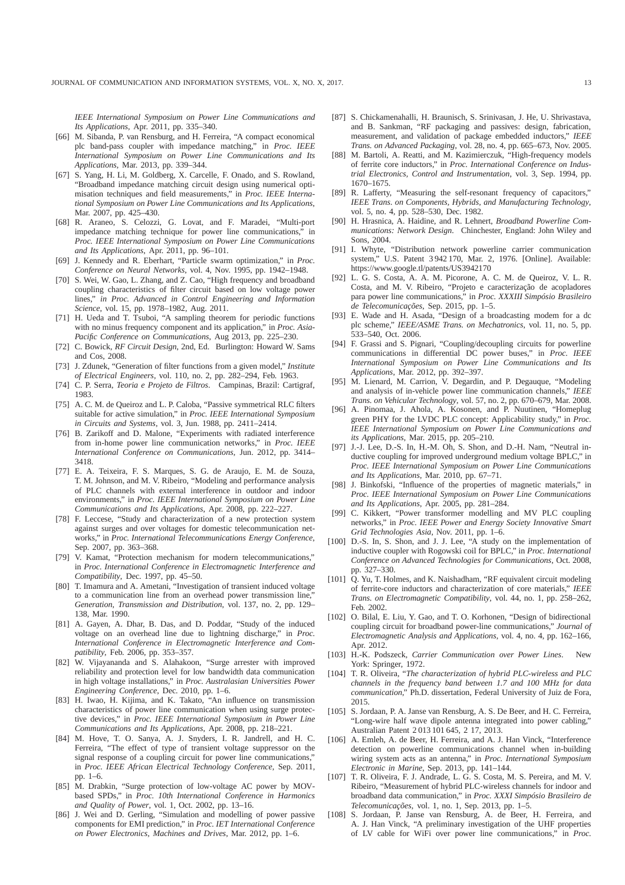*IEEE International Symposium on Power Line Communications and Its Applications*, Apr. 2011, pp. 335–340.

[66] M. Sibanda, P. van Rensburg, and H. Ferreira, "A compact economical plc band-pass coupler with impedance matching," in *Proc. IEEE International Symposium on Power Line Communications and Its Applications*, Mar. 2013, pp. 339–344.

[67] S. Yang, H. Li, M. Goldberg, X. Carcelle, F. Onado, and S. Rowland, "Broadband impedance matching circuit design using numerical optimisation techniques and field measurements," in *Proc. IEEE International Symposium on Power Line Communications and Its Applications*, Mar. 2007, pp. 425–430.

[68] R. Araneo, S. Celozzi, G. Lovat, and F. Maradei, "Multi-port impedance matching technique for power line communications," in *Proc. IEEE International Symposium on Power Line Communications and Its Applications*, Apr. 2011, pp. 96–101.

[69] J. Kennedy and R. Eberhart, "Particle swarm optimization," in *Proc. Conference on Neural Networks*, vol. 4, Nov. 1995, pp. 1942–1948.

[70] S. Wei, W. Gao, L. Zhang, and Z. Cao, "High frequency and broadband coupling characteristics of filter circuit based on low voltage power lines," in *Proc. Advanced in Control Engineering and Information Science*, vol. 15, pp. 1978–1982, Aug. 2011.

[71] H. Ueda and T. Tsuboi, "A sampling theorem for periodic functions with no minus frequency component and its application," in *Proc. Asia-Pacific Conference on Communications*, Aug 2013, pp. 225–230.

[72] C. Bowick, *RF Circuit Design*, 2nd, Ed. Burlington: Howard W. Sams and Cos, 2008.

[73] J. Zdunek, "Generation of filter functions from a given model," *Institute of Electrical Engineers*, vol. 110, no. 2, pp. 282–294, Feb. 1963.

[74] C. P. Serra, *Teoria e Projeto de Filtros*. Campinas, Brazil: Cartigraf, 1983.

[75] A. C. M. de Queiroz and L. P. Caloba, "Passive symmetrical RLC filters suitable for active simulation," in *Proc. IEEE International Symposium in Circuits and Systems*, vol. 3, Jun. 1988, pp. 2411–2414.

[76] B. Zarikoff and D. Malone, "Experiments with radiated interference from in-home power line communication networks," in *Proc. IEEE International Conference on Communications*, Jun. 2012, pp. 3414–3418.

[77] E. A. Teixeira, F. S. Marques, S. G. de Araujo, E. M. de Souza, T. M. Johnson, and M. V. Ribeiro, "Modeling and performance analysis of PLC channels with external interference in outdoor and indoor environments," in *Proc. IEEE International Symposium on Power Line Communications and Its Applications*, Apr. 2008, pp. 222–227.

[78] F. Leccese, "Study and characterization of a new protection system against surges and over voltages for domestic telecommunication networks," in *Proc. International Telecommunications Energy Conference*, Sep. 2007, pp. 363–368.

[79] V. Kamat, "Protection mechanism for modern telecommunications," in *Proc. International Conference in Electromagnetic Interference and Compatibility*, Dec. 1997, pp. 45–50.

[80] T. Imamura and A. Ametani, "Investigation of transient induced voltage to a communication line from an overhead power transmission line," *Generation, Transmission and Distribution*, vol. 137, no. 2, pp. 129–138, Mar. 1990.

[81] A. Gayen, A. Dhar, B. Das, and D. Poddar, "Study of the induced voltage on an overhead line due to lightning discharge," in *Proc. International Conference in Electromagnetic Interference and Compatibility*, Feb. 2006, pp. 353–357.

[82] W. Vijayananda and S. Alahakoon, "Surge arrester with improved reliability and protection level for low bandwidth data communication in high voltage installations," in *Proc. Australasian Universities Power Engineering Conference*, Dec. 2010, pp. 1–6.

[83] H. Iwao, H. Kijima, and K. Takato, "An influence on transmission characteristics of power line communication when using surge protective devices," in *Proc. IEEE International Symposium in Power Line Communications and Its Applications*, Apr. 2008, pp. 218–221.

[84] M. Hove, T. O. Sanya, A. J. Snyders, I. R. Jandrell, and H. C. Ferreira, "The effect of type of transient voltage suppressor on the signal response of a coupling circuit for power line communications," in *Proc. IEEE African Electrical Technology Conference*, Sep. 2011, pp. 1–6.

[85] M. Drabkin, "Surge protection of low-voltage AC power by MOV-based SPDs," in *Proc. 10th International Conference in Harmonics and Quality of Power*, vol. 1, Oct. 2002, pp. 13–16.

[86] J. Wei and D. Gerling, "Simulation and modelling of power passive components for EMI prediction," in *Proc. IET International Conference on Power Electronics, Machines and Drives*, Mar. 2012, pp. 1–6.

[87] S. Chickamenahalli, H. Braunisch, S. Srinivasan, J. He, U. Shrivastava, and B. Sankman, "RF packaging and passives: design, fabrication, measurement, and validation of package embedded inductors," *IEEE Trans. on Advanced Packaging*, vol. 28, no. 4, pp. 665–673, Nov. 2005.

[88] M. Bartoli, A. Reatti, and M. Kazimierczuk, "High-frequency models of ferrite core inductors," in *Proc. International Conference on Industrial Electronics, Control and Instrumentation*, vol. 3, Sep. 1994, pp. 1670–1675.

[89] R. Lafferty, "Measuring the self-resonant frequency of capacitors," *IEEE Trans. on Components, Hybrids, and Manufacturing Technology*, vol. 5, no. 4, pp. 528–530, Dec. 1982.

[90] H. Hrasnica, A. Haidine, and R. Lehnert, *Broadband Powerline Communications: Network Design*. Chinchester, England: John Wiley and Sons, 2004.

[91] I. Whyte, "Distribution network powerline carrier communication system," U.S. Patent 3 942 170, Mar. 2, 1976. [Online]. Available: https://www.google.tl/patents/US3942170

[92] L. G. S. Costa, A. A. M. Picorone, A. C. M. de Queiroz, V. L. R. Costa, and M. V. Ribeiro, "Projeto e caracterização de acopladores para power line communications," in *Proc. XXXIII Simpósio Brasileiro de Telecomunicações*, Sep. 2015, pp. 1–5.

[93] E. Wade and H. Asada, "Design of a broadcasting modem for a dc plc scheme," *IEEE/ASME Trans. on Mechatronics*, vol. 11, no. 5, pp. 533–540, Oct. 2006.

[94] F. Grassi and S. Pignari, "Coupling/decoupling circuits for powerline communications in differential DC power buses," in *Proc. IEEE International Symposium on Power Line Communications and Its Applications*, Mar. 2012, pp. 392–397.

[95] M. Lienard, M. Carrion, V. Degardin, and P. Degauque, "Modeling and analysis of in-vehicle power line communication channels," *IEEE Trans. on Vehicular Technology*, vol. 57, no. 2, pp. 670–679, Mar. 2008.

[96] A. Pinomaa, J. Ahola, A. Kosonen, and P. Nuutinen, "Homeplug green PHY for the LVDC PLC concept: Applicability study," in *Proc. IEEE International Symposium on Power Line Communications and its Applications*, Mar. 2015, pp. 205–210.

[97] J.-J. Lee, D.-S. In, H.-M. Oh, S. Shon, and D.-H. Nam, "Neutral inductive coupling for improved underground medium voltage BPLC," in *Proc. IEEE International Symposium on Power Line Communications and Its Applications*, Mar. 2010, pp. 67–71.

[98] J. Binkofski, "Influence of the properties of magnetic materials," in *Proc. IEEE International Symposium on Power Line Communications and Its Applications*, Apr. 2005, pp. 281–284.

[99] C. Kikkert, "Power transformer modelling and MV PLC coupling networks," in *Proc. IEEE Power and Energy Society Innovative Smart Grid Technologies Asia*, Nov. 2011, pp. 1–6.

[100] D.-S. In, S. Shon, and J. J. Lee, "A study on the implementation of inductive coupler with Rogowski coil for BPLC," in *Proc. International Conference on Advanced Technologies for Communications*, Oct. 2008, pp. 327–330.

[101] Q. Yu, T. Holmes, and K. Naishadham, "RF equivalent circuit modeling of ferrite-core inductors and characterization of core materials," *IEEE Trans. on Electromagnetic Compatibility*, vol. 44, no. 1, pp. 258–262, Feb. 2002.

[102] O. Bilal, E. Liu, Y. Gao, and T. O. Korhonen, "Design of bidirectional coupling circuit for broadband power-line communications," *Journal of Electromagnetic Analysis and Applications*, vol. 4, no. 4, pp. 162–166, Apr. 2012.

[103] H.-K. Podszeck, *Carrier Communication over Power Lines*. New York: Springer, 1972.

[104] T. R. Oliveira, "*The characterization of hybrid PLC-wireless and PLC channels in the frequency band between 1.7 and 100 MHz for data communication*," Ph.D. dissertation, Federal University of Juiz de Fora, 2015.

[105] S. Jordaan, P. A. Janse van Rensburg, A. S. De Beer, and H. C. Ferreira, "Long-wire half wave dipole antenna integrated into power cabling," Australian Patent 2 013 101 645, 2 17, 2013.

[106] A. Emleh, A. de Beer, H. Ferreira, and A. J. Han Vinck, "Interference detection on powerline communications channel when in-building wiring system acts as an antenna," in *Proc. International Symposium Electronic in Marine*, Sep. 2013, pp. 141–144.

[107] T. R. Oliveira, F. J. Andrade, L. G. S. Costa, M. S. Pereira, and M. V. Ribeiro, "Measurement of hybrid PLC-wireless channels for indoor and broadband data communication," in *Proc. XXXI Simpósio Brasileiro de Telecomunicações*, vol. 1, no. 1, Sep. 2013, pp. 1–5.

[108] S. Jordaan, P. Janse van Rensburg, A. de Beer, H. Ferreira, and A. J. Han Vinck, "A preliminary investigation of the UHF properties of LV cable for WiFi over power line communications," in *Proc.*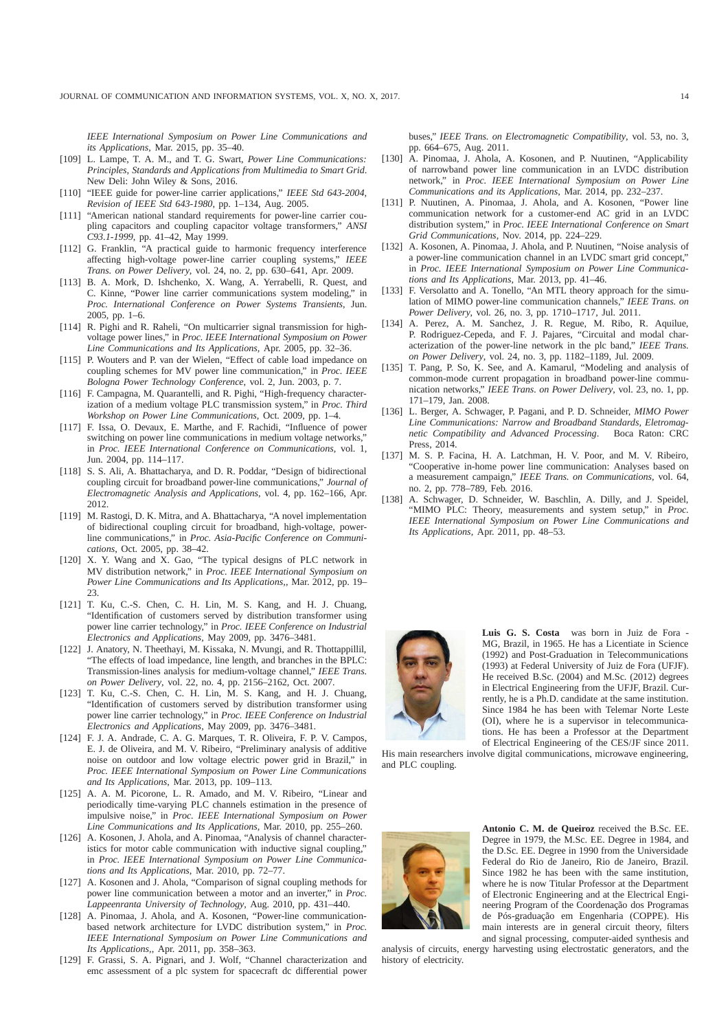*IEEE International Symposium on Power Line Communications and its Applications*, Mar. 2015, pp. 35–40.

[109] L. Lampe, T. A. M., and T. G. Swart, *Power Line Communications: Principles, Standards and Applications from Multimedia to Smart Grid*. New Deli: John Wiley & Sons, 2016.

[110] "IEEE guide for power-line carrier applications," *IEEE Std 643-2004, Revision of IEEE Std 643-1980*, pp. 1–134, Aug. 2005.

[111] "American national standard requirements for power-line carrier coupling capacitors and coupling capacitor voltage transformers," *ANSI C93.1-1999*, pp. 41–42, May 1999.

[112] G. Franklin, "A practical guide to harmonic frequency interference affecting high-voltage power-line carrier coupling systems," *IEEE Trans. on Power Delivery*, vol. 24, no. 2, pp. 630–641, Apr. 2009.

[113] B. A. Mork, D. Ishchenko, X. Wang, A. Yerrabelli, R. Quest, and C. Kinne, "Power line carrier communications system modeling," in *Proc. International Conference on Power Systems Transients*, Jun. 2005, pp. 1–6.

[114] R. Pighi and R. Raheli, "On multicarrier signal transmission for high-voltage power lines," in *Proc. IEEE International Symposium on Power Line Communications and Its Applications*, Apr. 2005, pp. 32–36.

[115] P. Wouters and P. van der Wielen, "Effect of cable load impedance on coupling schemes for MV power line communication," in *Proc. IEEE Bologna Power Technology Conference*, vol. 2, Jun. 2003, p. 7.

[116] F. Campagna, M. Quarantelli, and R. Pighi, "High-frequency characterization of a medium voltage PLC transmission system," in *Proc. Third Workshop on Power Line Communications*, Oct. 2009, pp. 1–4.

[117] F. Issa, O. Devaux, E. Marthe, and F. Rachidi, "Influence of power switching on power line communications in medium voltage networks," in *Proc. IEEE International Conference on Communications*, vol. 1, Jun. 2004, pp. 114–117.

[118] S. S. Ali, A. Bhattacharya, and D. R. Poddar, "Design of bidirectional coupling circuit for broadband power-line communications," *Journal of Electromagnetic Analysis and Applications*, vol. 4, pp. 162–166, Apr. 2012.

[119] M. Rastogi, D. K. Mitra, and A. Bhattacharya, "A novel implementation of bidirectional coupling circuit for broadband, high-voltage, power-line communications," in *Proc. Asia-Pacific Conference on Communications*, Oct. 2005, pp. 38–42.

[120] X. Y. Wang and X. Gao, "The typical designs of PLC network in MV distribution network," in *Proc. IEEE International Symposium on Power Line Communications and Its Applications,*, Mar. 2012, pp. 19–23.

[121] T. Ku, C.-S. Chen, C. H. Lin, M. S. Kang, and H. J. Chuang, "Identification of customers served by distribution transformer using power line carrier technology," in *Proc. IEEE Conference on Industrial Electronics and Applications*, May 2009, pp. 3476–3481.

[122] J. Anatory, N. Theethayi, M. Kissaka, N. Mvungi, and R. Thottappillil, "The effects of load impedance, line length, and branches in the BPLC: Transmission-lines analysis for medium-voltage channel," *IEEE Trans. on Power Delivery*, vol. 22, no. 4, pp. 2156–2162, Oct. 2007.

[123] T. Ku, C.-S. Chen, C. H. Lin, M. S. Kang, and H. J. Chuang, "Identification of customers served by distribution transformer using power line carrier technology," in *Proc. IEEE Conference on Industrial Electronics and Applications*, May 2009, pp. 3476–3481.

[124] F. J. A. Andrade, C. A. G. Marques, T. R. Oliveira, F. P. V. Campos, E. J. de Oliveira, and M. V. Ribeiro, "Preliminary analysis of additive noise on outdoor and low voltage electric power grid in Brazil," in *Proc. IEEE International Symposium on Power Line Communications and Its Applications*, Mar. 2013, pp. 109–113.

[125] A. A. M. Picorone, L. R. Amado, and M. V. Ribeiro, "Linear and periodically time-varying PLC channels estimation in the presence of impulsive noise," in *Proc. IEEE International Symposium on Power Line Communications and Its Applications*, Mar. 2010, pp. 255–260.

[126] A. Kosonen, J. Ahola, and A. Pinomaa, "Analysis of channel characteristics for motor cable communication with inductive signal coupling," in *Proc. IEEE International Symposium on Power Line Communications and Its Applications*, Mar. 2010, pp. 72–77.

[127] A. Kosonen and J. Ahola, "Comparison of signal coupling methods for power line communication between a motor and an inverter," in *Proc. Lappeenranta University of Technology*, Aug. 2010, pp. 431–440.

[128] A. Pinomaa, J. Ahola, and A. Kosonen, "Power-line communication-based network architecture for LVDC distribution system," in *Proc. IEEE International Symposium on Power Line Communications and Its Applications,*, Apr. 2011, pp. 358–363.

[129] F. Grassi, S. A. Pignari, and J. Wolf, "Channel characterization and emc assessment of a plc system for spacecraft dc differential power buses," *IEEE Trans. on Electromagnetic Compatibility*, vol. 53, no. 3, pp. 664–675, Aug. 2011.

[130] A. Pinomaa, J. Ahola, A. Kosonen, and P. Nuutinen, "Applicability of narrowband power line communication in an LVDC distribution network," in *Proc. IEEE International Symposium on Power Line Communications and its Applications*, Mar. 2014, pp. 232–237.

[131] P. Nuutinen, A. Pinomaa, J. Ahola, and A. Kosonen, "Power line communication network for a customer-end AC grid in an LVDC distribution system," in *Proc. IEEE International Conference on Smart Grid Communications*, Nov. 2014, pp. 224–229.

[132] A. Kosonen, A. Pinomaa, J. Ahola, and P. Nuutinen, "Noise analysis of a power-line communication channel in an LVDC smart grid concept," in *Proc. IEEE International Symposium on Power Line Communications and Its Applications*, Mar. 2013, pp. 41–46.

[133] F. Versolatto and A. Tonello, "An MTL theory approach for the simulation of MIMO power-line communication channels," *IEEE Trans. on Power Delivery*, vol. 26, no. 3, pp. 1710–1717, Jul. 2011.

[134] A. Perez, A. M. Sanchez, J. R. Regue, M. Ribo, R. Aquilue, P. Rodriguez-Cepeda, and F. J. Pajares, "Circuital and modal characterization of the power-line network in the plc band," *IEEE Trans. on Power Delivery*, vol. 24, no. 3, pp. 1182–1189, Jul. 2009.

[135] T. Pang, P. So, K. See, and A. Kamarul, "Modeling and analysis of common-mode current propagation in broadband power-line communication networks," *IEEE Trans. on Power Delivery*, vol. 23, no. 1, pp. 171–179, Jan. 2008.

[136] L. Berger, A. Schwager, P. Pagani, and P. D. Schneider, *MIMO Power Line Communications: Narrow and Broadband Standards, Eletromagnetic Compatibility and Advanced Processing*. Boca Raton: CRC Press, 2014.

[137] M. S. P. Facina, H. A. Latchman, H. V. Poor, and M. V. Ribeiro, "Cooperative in-home power line communication: Analyses based on a measurement campaign," *IEEE Trans. on Communications*, vol. 64, no. 2, pp. 778–789, Feb. 2016.

[138] A. Schwager, D. Schneider, W. Baschlin, A. Dilly, and J. Speidel, "MIMO PLC: Theory, measurements and system setup," in *Proc. IEEE International Symposium on Power Line Communications and Its Applications*, Apr. 2011, pp. 48–53.

**Luis G. S. Costa** was born in Juiz de Fora - MG, Brazil, in 1965. He has a Licentiate in Science (1992) and Post-Graduation in Telecommunications (1993) at Federal University of Juiz de Fora (UFJF). He received B.Sc. (2004) and M.Sc. (2012) degrees in Electrical Engineering from the UFJF, Brazil. Currently, he is a Ph.D. candidate at the same institution. Since 1984 he has been with Telemar Norte Leste (OI), where he is a supervisor in telecommunications. He has been a Professor at the Department of Electrical Engineering of the CES/JF since 2011. His main researchers involve digital communications, microwave engineering, and PLC coupling.

**Antonio C. M. de Queiroz** received the B.Sc. EE. Degree in 1979, the M.Sc. EE. Degree in 1984, and the D.Sc. EE. Degree in 1990 from the Universidade Federal do Rio de Janeiro, Rio de Janeiro, Brazil. Since 1982 he has been with the same institution, where he is now Titular Professor at the Department of Electronic Engineering and at the Electrical Engineering Program of the Coordenação dos Programas de Pós-graduação em Engenharia (COPPE). His main interests are in general circuit theory, filters and signal processing, computer-aided synthesis and analysis of circuits, energy harvesting using electrostatic generators, and the history of electricity.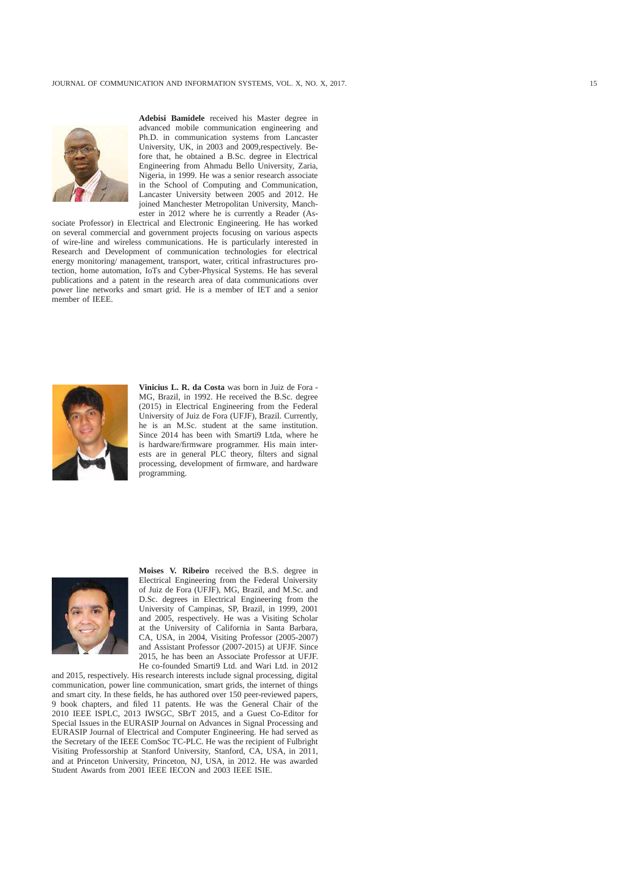**Adebisi Bamidele** received his Master degree in advanced mobile communication engineering and Ph.D. in communication systems from Lancaster University, UK, in 2003 and 2009,respectively. Before that, he obtained a B.Sc. degree in Electrical Engineering from Ahmadu Bello University, Zaria, Nigeria, in 1999. He was a senior research associate in the School of Computing and Communication, Lancaster University between 2005 and 2012. He joined Manchester Metropolitan University, Manchester in 2012 where he is currently a Reader (Associate Professor) in Electrical and Electronic Engineering. He has worked on several commercial and government projects focusing on various aspects of wire-line and wireless communications. He is particularly interested in Research and Development of communication technologies for electrical energy monitoring/ management, transport, water, critical infrastructures protection, home automation, IoTs and Cyber-Physical Systems. He has several publications and a patent in the research area of data communications over power line networks and smart grid. He is a member of IET and a senior member of IEEE.

**Vinicius L. R. da Costa** was born in Juiz de Fora - MG, Brazil, in 1992. He received the B.Sc. degree (2015) in Electrical Engineering from the Federal University of Juiz de Fora (UFJF), Brazil. Currently, he is an M.Sc. student at the same institution. Since 2014 has been with Smarti9 Ltda, where he is hardware/firmware programmer. His main interests are in general PLC theory, filters and signal processing, development of firmware, and hardware programming.

**Moises V. Ribeiro** received the B.S. degree in Electrical Engineering from the Federal University of Juiz de Fora (UFJF), MG, Brazil, and M.Sc. and D.Sc. degrees in Electrical Engineering from the University of Campinas, SP, Brazil, in 1999, 2001 and 2005, respectively. He was a Visiting Scholar at the University of California in Santa Barbara, CA, USA, in 2004, Visiting Professor (2005-2007) and Assistant Professor (2007-2015) at UFJF. Since 2015, he has been an Associate Professor at UFJF. He co-founded Smarti9 Ltd. and Wari Ltd. in 2012 and 2015, respectively. His research interests include signal processing, digital communication, power line communication, smart grids, the internet of things and smart city. In these fields, he has authored over 150 peer-reviewed papers, 9 book chapters, and filed 11 patents. He was the General Chair of the 2010 IEEE ISPLC, 2013 IWSGC, SBrT 2015, and a Guest Co-Editor for Special Issues in the EURASIP Journal on Advances in Signal Processing and EURASIP Journal of Electrical and Computer Engineering. He had served as the Secretary of the IEEE ComSoc TC-PLC. He was the recipient of Fulbright Visiting Professorship at Stanford University, Stanford, CA, USA, in 2011, and at Princeton University, Princeton, NJ, USA, in 2012. He was awarded Student Awards from 2001 IEEE IECON and 2003 IEEE ISIE.